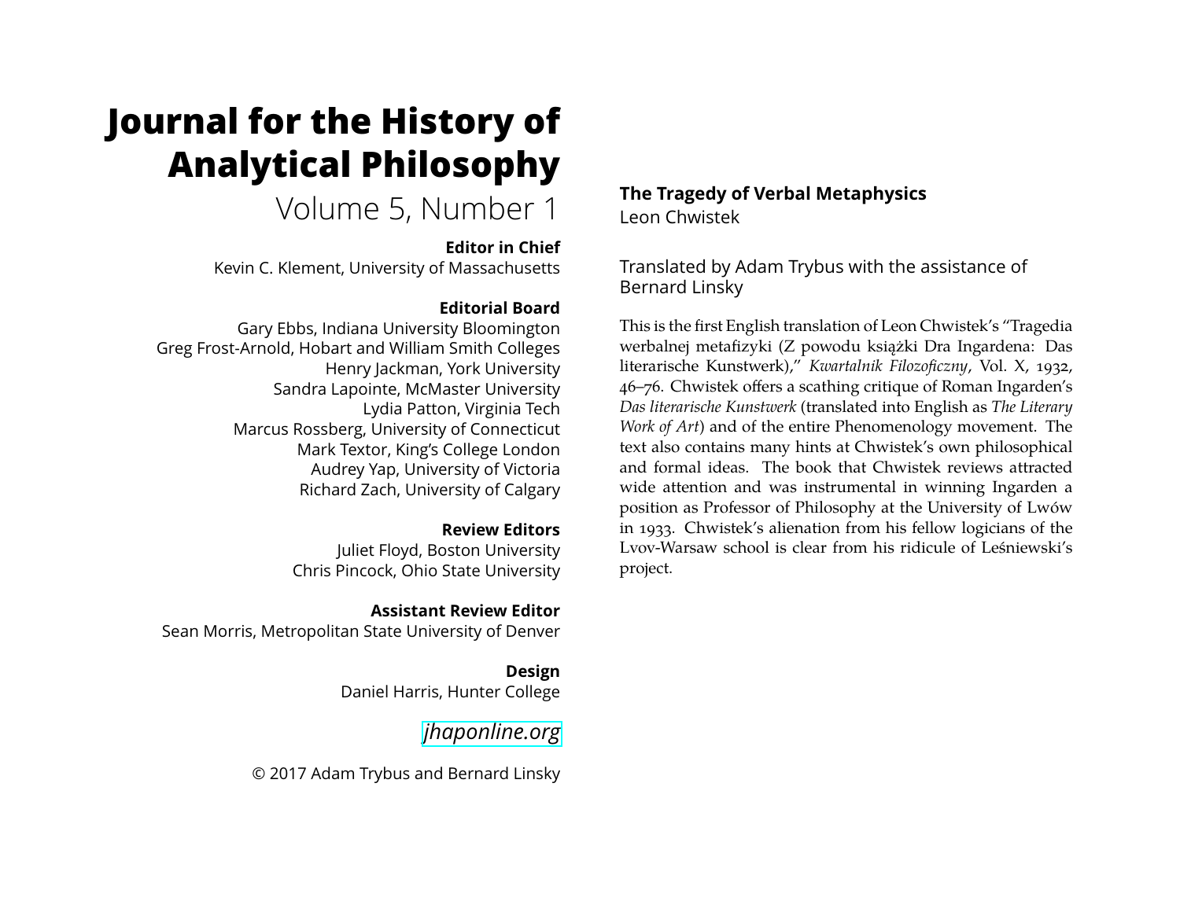# Journal for the History of Analytical Philosophy

Volume 5, Number 1

**Editor in Chief**

Kevin C. Klement, University of Massachusetts

**Editorial Board**

Gary Ebbs, Indiana University Bloomington
Greg Frost-Arnold, Hobart and William Smith Colleges
Henry Jackman, York University
Sandra Lapointe, McMaster University
Lydia Patton, Virginia Tech
Marcus Rossberg, University of Connecticut
Mark Textor, King's College London
Audrey Yap, University of Victoria
Richard Zach, University of Calgary

**Review Editors**

Juliet Floyd, Boston University
Chris Pincock, Ohio State University

**Assistant Review Editor**

Sean Morris, Metropolitan State University of Denver

**Design**

Daniel Harris, Hunter College

*jhaponline.org*

© 2017 Adam Trybus and Bernard Linsky

## The Tragedy of Verbal Metaphysics

Leon Chwistek

Translated by Adam Trybus with the assistance of Bernard Linsky

This is the first English translation of Leon Chwistek's "Tragedia werbalnej metafizyki (Z powodu książki Dra Ingardena: Das literarische Kunstwerk)," *Kwartalnik Filozoficzny*, Vol. X, 1932, 46–76. Chwistek offers a scathing critique of Roman Ingarden's *Das literarische Kunstwerk* (translated into English as *The Literary Work of Art*) and of the entire Phenomenology movement. The text also contains many hints at Chwistek's own philosophical and formal ideas. The book that Chwistek reviews attracted wide attention and was instrumental in winning Ingarden a position as Professor of Philosophy at the University of Lwów in 1933. Chwistek's alienation from his fellow logicians of the Lvov-Warsaw school is clear from his ridicule of Leśniewski's project.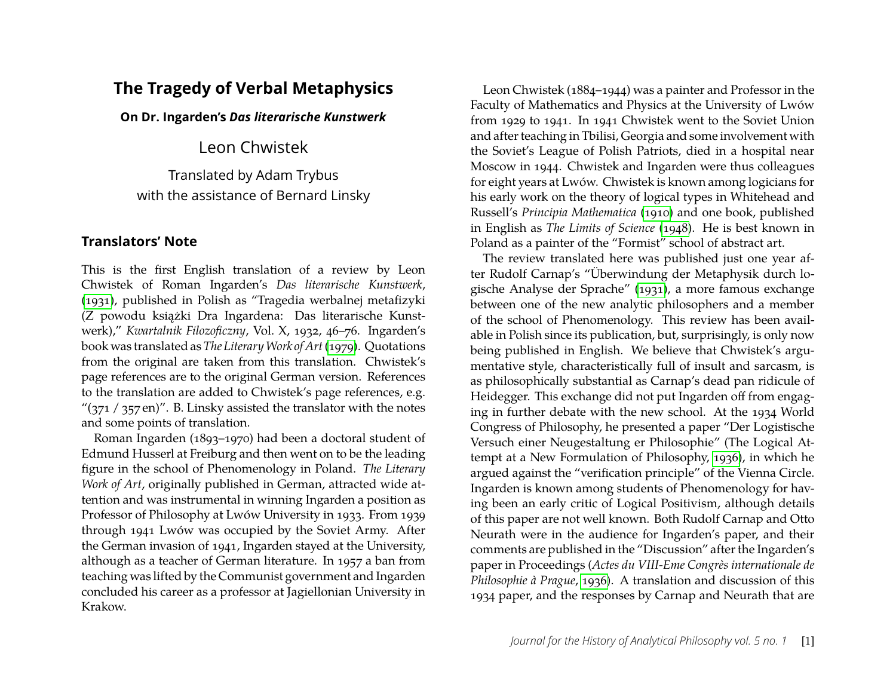# The Tragedy of Verbal Metaphysics

**On Dr. Ingarden's *Das literarische Kunstwerk***

Leon Chwistek

Translated by Adam Trybus
with the assistance of Bernard Linsky

## Translators' Note

This is the first English translation of a review by Leon Chwistek of Roman Ingarden's *Das literarische Kunstwerk*, (1931), published in Polish as "Tragedia werbalnej metafizyki (Z powodu książki Dra Ingardena: Das literarische Kunstwerk)," *Kwartalnik Filozoficzny*, Vol. X, 1932, 46–76. Ingarden's book was translated as *The Literary Work of Art* (1979). Quotations from the original are taken from this translation. Chwistek's page references are to the original German version. References to the translation are added to Chwistek's page references, e.g. "(371 / 357 en)". B. Linsky assisted the translator with the notes and some points of translation.

Roman Ingarden (1893–1970) had been a doctoral student of Edmund Husserl at Freiburg and then went on to be the leading figure in the school of Phenomenology in Poland. *The Literary Work of Art*, originally published in German, attracted wide attention and was instrumental in winning Ingarden a position as Professor of Philosophy at Lwów University in 1933. From 1939 through 1941 Lwów was occupied by the Soviet Army. After the German invasion of 1941, Ingarden stayed at the University, although as a teacher of German literature. In 1957 a ban from teaching was lifted by the Communist government and Ingarden concluded his career as a professor at Jagiellonian University in Krakow.

Leon Chwistek (1884–1944) was a painter and Professor in the Faculty of Mathematics and Physics at the University of Lwów from 1929 to 1941. In 1941 Chwistek went to the Soviet Union and after teaching in Tbilisi, Georgia and some involvement with the Soviet's League of Polish Patriots, died in a hospital near Moscow in 1944. Chwistek and Ingarden were thus colleagues for eight years at Lwów. Chwistek is known among logicians for his early work on the theory of logical types in Whitehead and Russell's *Principia Mathematica* (1910) and one book, published in English as *The Limits of Science* (1948). He is best known in Poland as a painter of the "Formist" school of abstract art.

The review translated here was published just one year after Rudolf Carnap's "Überwindung der Metaphysik durch logische Analyse der Sprache" (1931), a more famous exchange between one of the new analytic philosophers and a member of the school of Phenomenology. This review has been available in Polish since its publication, but, surprisingly, is only now being published in English. We believe that Chwistek's argumentative style, characteristically full of insult and sarcasm, is as philosophically substantial as Carnap's dead pan ridicule of Heidegger. This exchange did not put Ingarden off from engaging in further debate with the new school. At the 1934 World Congress of Philosophy, he presented a paper "Der Logistische Versuch einer Neugestaltung er Philosophie" (The Logical Attempt at a New Formulation of Philosophy, 1936), in which he argued against the "verification principle" of the Vienna Circle. Ingarden is known among students of Phenomenology for having been an early critic of Logical Positivism, although details of this paper are not well known. Both Rudolf Carnap and Otto Neurath were in the audience for Ingarden's paper, and their comments are published in the "Discussion" after the Ingarden's paper in Proceedings (*Actes du VIII-Eme Congrès internationale de Philosophie à Prague*, 1936). A translation and discussion of this 1934 paper, and the responses by Carnap and Neurath that are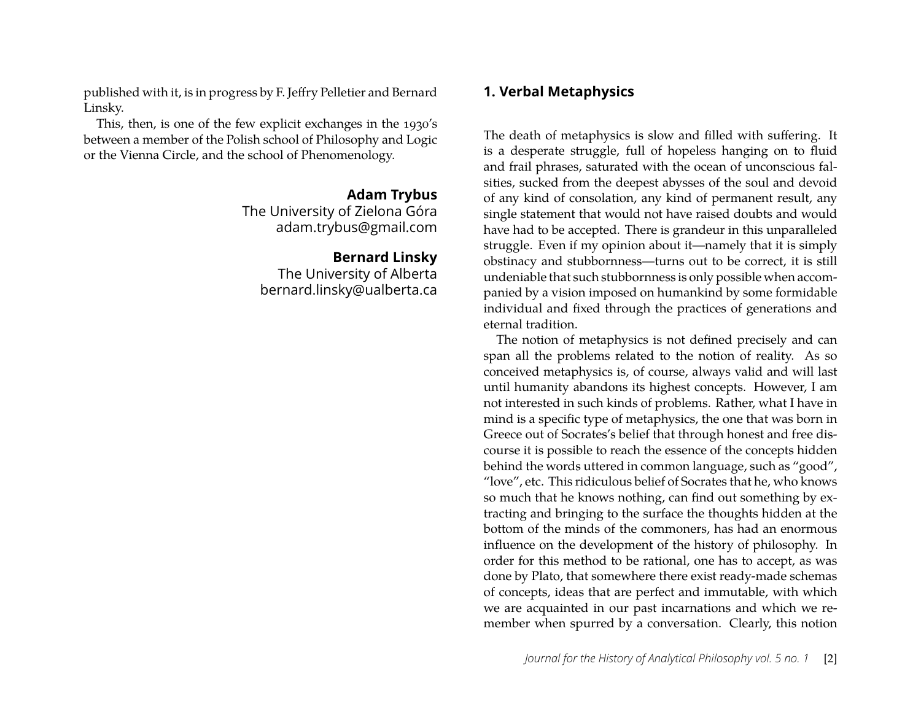published with it, is in progress by F. Jeffry Pelletier and Bernard Linsky.

This, then, is one of the few explicit exchanges in the 1930's between a member of the Polish school of Philosophy and Logic or the Vienna Circle, and the school of Phenomenology.

**Adam Trybus**
The University of Zielona Góra
adam.trybus@gmail.com

**Bernard Linsky**
The University of Alberta
bernard.linsky@ualberta.ca

## 1. Verbal Metaphysics

The death of metaphysics is slow and filled with suffering. It is a desperate struggle, full of hopeless hanging on to fluid and frail phrases, saturated with the ocean of unconscious falsities, sucked from the deepest abysses of the soul and devoid of any kind of consolation, any kind of permanent result, any single statement that would not have raised doubts and would have had to be accepted. There is grandeur in this unparalleled struggle. Even if my opinion about it—namely that it is simply obstinacy and stubbornness—turns out to be correct, it is still undeniable that such stubbornness is only possible when accompanied by a vision imposed on humankind by some formidable individual and fixed through the practices of generations and eternal tradition.

The notion of metaphysics is not defined precisely and can span all the problems related to the notion of reality. As so conceived metaphysics is, of course, always valid and will last until humanity abandons its highest concepts. However, I am not interested in such kinds of problems. Rather, what I have in mind is a specific type of metaphysics, the one that was born in Greece out of Socrates's belief that through honest and free discourse it is possible to reach the essence of the concepts hidden behind the words uttered in common language, such as "good", "love", etc. This ridiculous belief of Socrates that he, who knows so much that he knows nothing, can find out something by extracting and bringing to the surface the thoughts hidden at the bottom of the minds of the commoners, has had an enormous influence on the development of the history of philosophy. In order for this method to be rational, one has to accept, as was done by Plato, that somewhere there exist ready-made schemas of concepts, ideas that are perfect and immutable, with which we are acquainted in our past incarnations and which we remember when spurred by a conversation. Clearly, this notion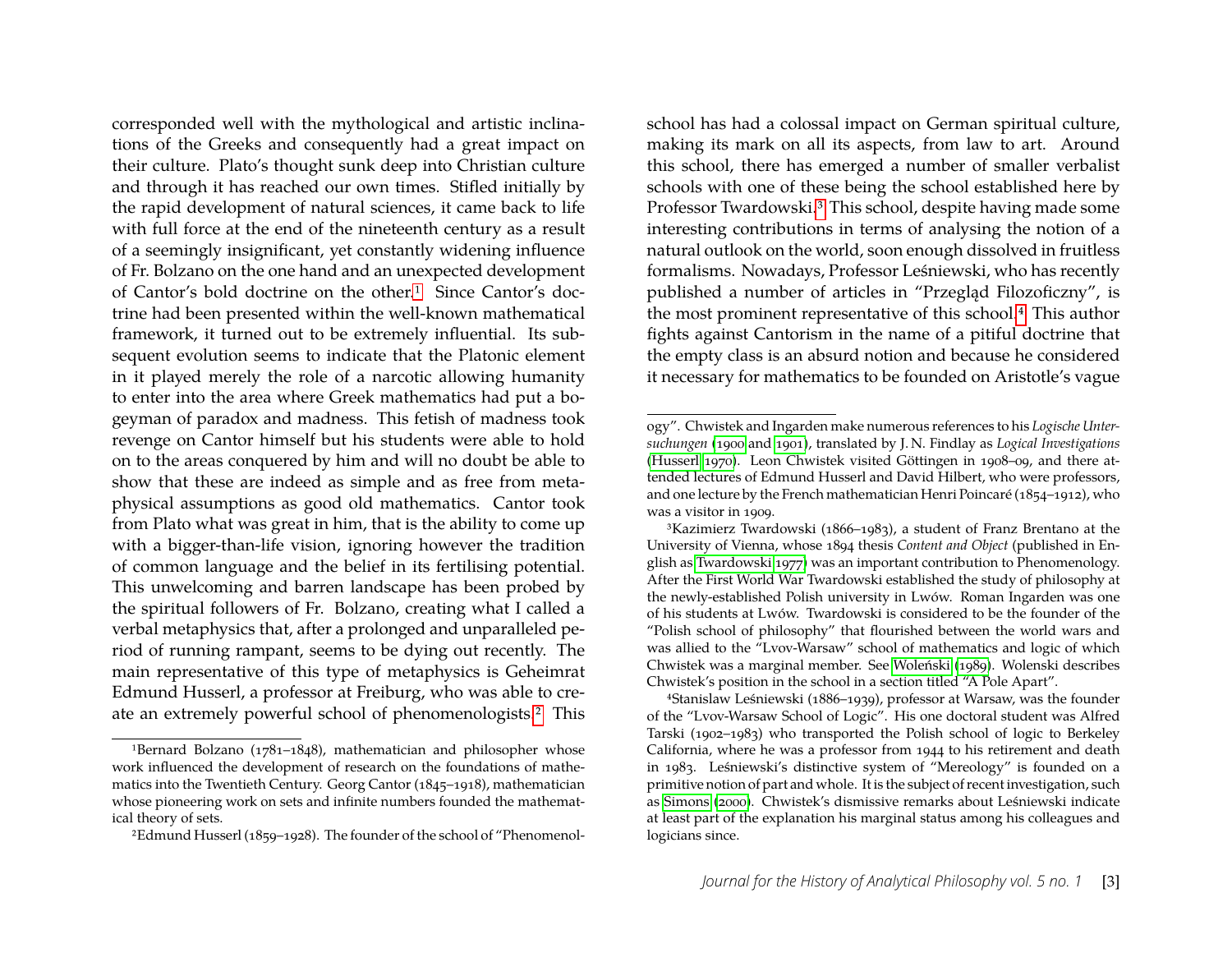corresponded well with the mythological and artistic inclinations of the Greeks and consequently had a great impact on their culture. Plato's thought sunk deep into Christian culture and through it has reached our own times. Stifled initially by the rapid development of natural sciences, it came back to life with full force at the end of the nineteenth century as a result of a seemingly insignificant, yet constantly widening influence of Fr. Bolzano on the one hand and an unexpected development of Cantor's bold doctrine on the other.[1] Since Cantor's doctrine had been presented within the well-known mathematical framework, it turned out to be extremely influential. Its subsequent evolution seems to indicate that the Platonic element in it played merely the role of a narcotic allowing humanity to enter into the area where Greek mathematics had put a bogeyman of paradox and madness. This fetish of madness took revenge on Cantor himself but his students were able to hold on to the areas conquered by him and will no doubt be able to show that these are indeed as simple and as free from metaphysical assumptions as good old mathematics. Cantor took from Plato what was great in him, that is the ability to come up with a bigger-than-life vision, ignoring however the tradition of common language and the belief in its fertilising potential. This unwelcoming and barren landscape has been probed by the spiritual followers of Fr. Bolzano, creating what I called a verbal metaphysics that, after a prolonged and unparalleled period of running rampant, seems to be dying out recently. The main representative of this type of metaphysics is Geheimrat Edmund Husserl, a professor at Freiburg, who was able to create an extremely powerful school of phenomenologists.[2] This school has had a colossal impact on German spiritual culture, making its mark on all its aspects, from law to art. Around this school, there has emerged a number of smaller verbalist schools with one of these being the school established here by Professor Twardowski.[3] This school, despite having made some interesting contributions in terms of analysing the notion of a natural outlook on the world, soon enough dissolved in fruitless formalisms. Nowadays, Professor Leśniewski, who has recently published a number of articles in "Przegląd Filozoficzny", is the most prominent representative of this school.[4] This author fights against Cantorism in the name of a pitiful doctrine that the empty class is an absurd notion and because he considered it necessary for mathematics to be founded on Aristotle's vague

---

[1] Bernard Bolzano (1781–1848), mathematician and philosopher whose work influenced the development of research on the foundations of mathematics into the Twentieth Century. Georg Cantor (1845–1918), mathematician whose pioneering work on sets and infinite numbers founded the mathematical theory of sets.

[2] Edmund Husserl (1859–1928). The founder of the school of "Phenomenology". Chwistek and Ingarden make numerous references to his *Logische Untersuchungen* (1900 and 1901), translated by J. N. Findlay as *Logical Investigations* (Husserl 1970). Leon Chwistek visited Göttingen in 1908–09, and there attended lectures of Edmund Husserl and David Hilbert, who were professors, and one lecture by the French mathematician Henri Poincaré (1854–1912), who was a visitor in 1909.

[3] Kazimierz Twardowski (1866–1983), a student of Franz Brentano at the University of Vienna, whose 1894 thesis *Content and Object* (published in English as Twardowski 1977) was an important contribution to Phenomenology. After the First World War Twardowski established the study of philosophy at the newly-established Polish university in Lwów. Roman Ingarden was one of his students at Lwów. Twardowski is considered to be the founder of the "Polish school of philosophy" that flourished between the world wars and was allied to the "Lvov-Warsaw" school of mathematics and logic of which Chwistek was a marginal member. See Woleński (1989). Wolenski describes Chwistek's position in the school in a section titled "A Pole Apart".

[4] Stanislaw Leśniewski (1886–1939), professor at Warsaw, was the founder of the "Lvov-Warsaw School of Logic". His one doctoral student was Alfred Tarski (1902–1983) who transported the Polish school of logic to Berkeley California, where he was a professor from 1944 to his retirement and death in 1983. Leśniewski's distinctive system of "Mereology" is founded on a primitive notion of part and whole. It is the subject of recent investigation, such as Simons (2000). Chwistek's dismissive remarks about Leśniewski indicate at least part of the explanation his marginal status among his colleagues and logicians since.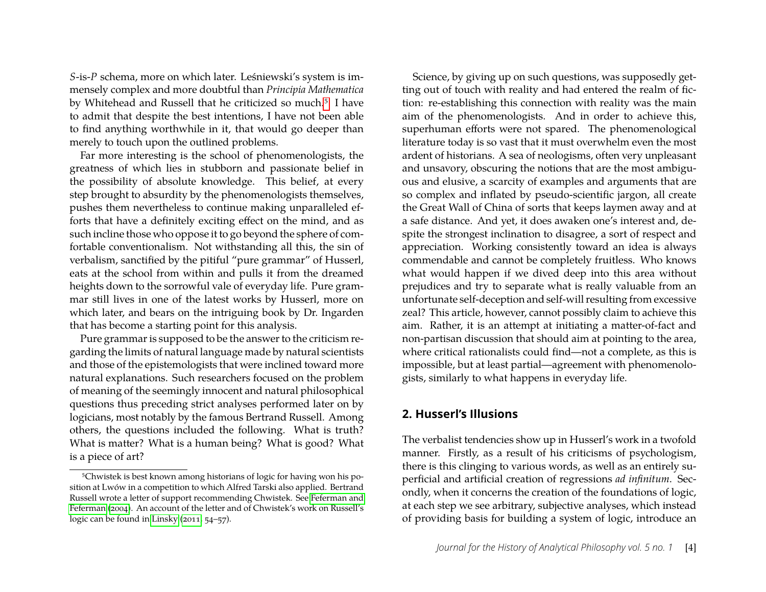*S*-is-*P* schema, more on which later. Leśniewski's system is immensely complex and more doubtful than *Principia Mathematica* by Whitehead and Russell that he criticized so much.[5] I have to admit that despite the best intentions, I have not been able to find anything worthwhile in it, that would go deeper than merely to touch upon the outlined problems.

Far more interesting is the school of phenomenologists, the greatness of which lies in stubborn and passionate belief in the possibility of absolute knowledge. This belief, at every step brought to absurdity by the phenomenologists themselves, pushes them nevertheless to continue making unparalleled efforts that have a definitely exciting effect on the mind, and as such incline those who oppose it to go beyond the sphere of comfortable conventionalism. Not withstanding all this, the sin of verbalism, sanctified by the pitiful "pure grammar" of Husserl, eats at the school from within and pulls it from the dreamed heights down to the sorrowful vale of everyday life. Pure grammar still lives in one of the latest works by Husserl, more on which later, and bears on the intriguing book by Dr. Ingarden that has become a starting point for this analysis.

Pure grammar is supposed to be the answer to the criticism regarding the limits of natural language made by natural scientists and those of the epistemologists that were inclined toward more natural explanations. Such researchers focused on the problem of meaning of the seemingly innocent and natural philosophical questions thus preceding strict analyses performed later on by logicians, most notably by the famous Bertrand Russell. Among others, the questions included the following. What is truth? What is matter? What is a human being? What is good? What is a piece of art?

Science, by giving up on such questions, was supposedly getting out of touch with reality and had entered the realm of fiction: re-establishing this connection with reality was the main aim of the phenomenologists. And in order to achieve this, superhuman efforts were not spared. The phenomenological literature today is so vast that it must overwhelm even the most ardent of historians. A sea of neologisms, often very unpleasant and unsavory, obscuring the notions that are the most ambiguous and elusive, a scarcity of examples and arguments that are so complex and inflated by pseudo-scientific jargon, all create the Great Wall of China of sorts that keeps laymen away and at a safe distance. And yet, it does awaken one's interest and, despite the strongest inclination to disagree, a sort of respect and appreciation. Working consistently toward an idea is always commendable and cannot be completely fruitless. Who knows what would happen if we dived deep into this area without prejudices and try to separate what is really valuable from an unfortunate self-deception and self-will resulting from excessive zeal? This article, however, cannot possibly claim to achieve this aim. Rather, it is an attempt at initiating a matter-of-fact and non-partisan discussion that should aim at pointing to the area, where critical rationalists could find—not a complete, as this is impossible, but at least partial—agreement with phenomenologists, similarly to what happens in everyday life.

## 2. Husserl's Illusions

The verbalist tendencies show up in Husserl's work in a twofold manner. Firstly, as a result of his criticisms of psychologism, there is this clinging to various words, as well as an entirely superficial and artificial creation of regressions *ad infinitum*. Secondly, when it concerns the creation of the foundations of logic, at each step we see arbitrary, subjective analyses, which instead of providing basis for building a system of logic, introduce an

[5] Chwistek is best known among historians of logic for having won his position at Lwów in a competition to which Alfred Tarski also applied. Bertrand Russell wrote a letter of support recommending Chwistek. See Feferman and Feferman (2004). An account of the letter and of Chwistek's work on Russell's logic can be found in Linsky (2011, 54–57).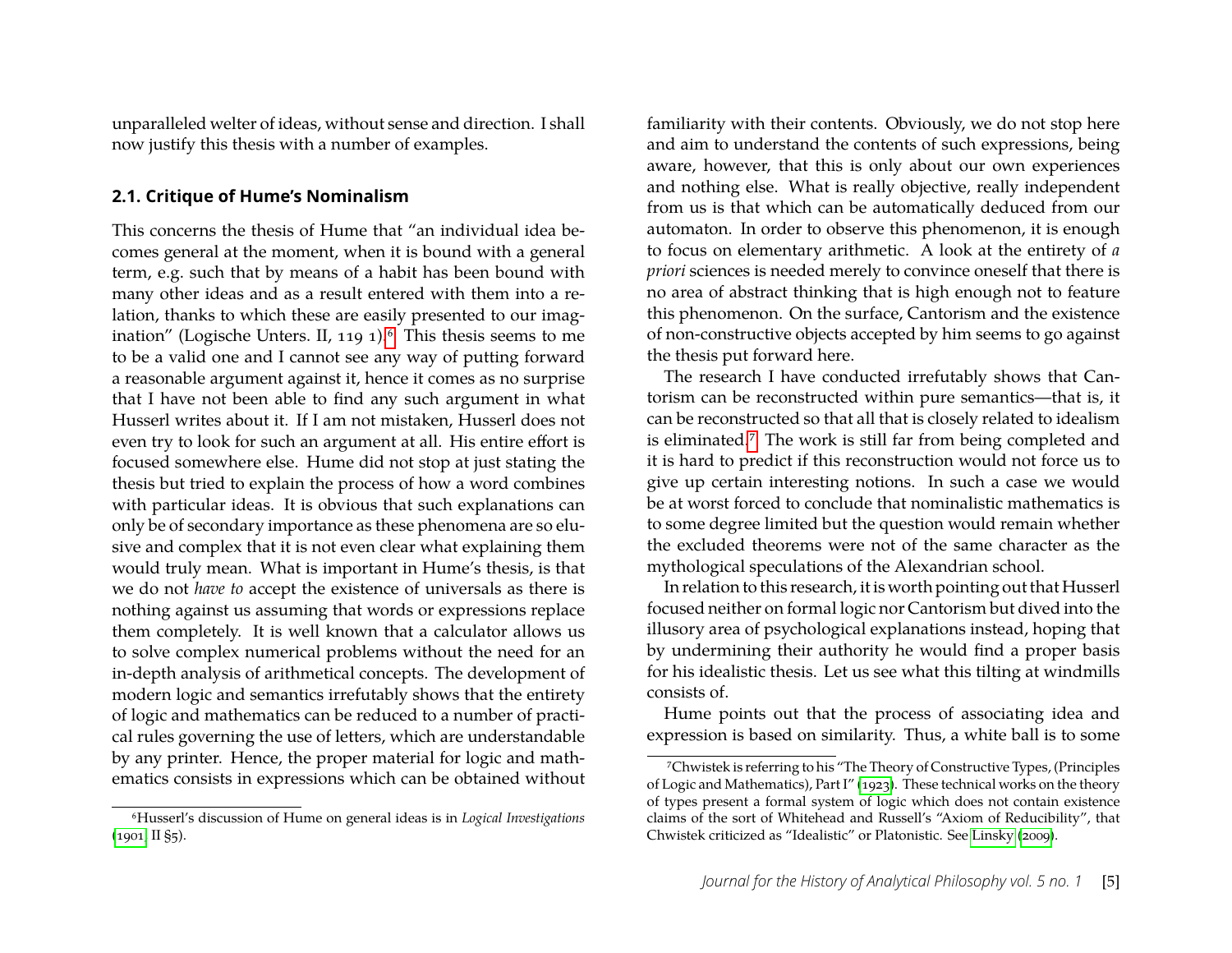unparalleled welter of ideas, without sense and direction. I shall now justify this thesis with a number of examples.

## 2.1. Critique of Hume's Nominalism

This concerns the thesis of Hume that "an individual idea becomes general at the moment, when it is bound with a general term, e.g. such that by means of a habit has been bound with many other ideas and as a result entered with them into a relation, thanks to which these are easily presented to our imagination" (Logische Unters. II, 119 1).[6] This thesis seems to me to be a valid one and I cannot see any way of putting forward a reasonable argument against it, hence it comes as no surprise that I have not been able to find any such argument in what Husserl writes about it. If I am not mistaken, Husserl does not even try to look for such an argument at all. His entire effort is focused somewhere else. Hume did not stop at just stating the thesis but tried to explain the process of how a word combines with particular ideas. It is obvious that such explanations can only be of secondary importance as these phenomena are so elusive and complex that it is not even clear what explaining them would truly mean. What is important in Hume's thesis, is that we do not *have to* accept the existence of universals as there is nothing against us assuming that words or expressions replace them completely. It is well known that a calculator allows us to solve complex numerical problems without the need for an in-depth analysis of arithmetical concepts. The development of modern logic and semantics irrefutably shows that the entirety of logic and mathematics can be reduced to a number of practical rules governing the use of letters, which are understandable by any printer. Hence, the proper material for logic and mathematics consists in expressions which can be obtained without familiarity with their contents. Obviously, we do not stop here and aim to understand the contents of such expressions, being aware, however, that this is only about our own experiences and nothing else. What is really objective, really independent from us is that which can be automatically deduced from our automaton. In order to observe this phenomenon, it is enough to focus on elementary arithmetic. A look at the entirety of *a priori* sciences is needed merely to convince oneself that there is no area of abstract thinking that is high enough not to feature this phenomenon. On the surface, Cantorism and the existence of non-constructive objects accepted by him seems to go against the thesis put forward here.

The research I have conducted irrefutably shows that Cantorism can be reconstructed within pure semantics—that is, it can be reconstructed so that all that is closely related to idealism is eliminated.[7] The work is still far from being completed and it is hard to predict if this reconstruction would not force us to give up certain interesting notions. In such a case we would be at worst forced to conclude that nominalistic mathematics is to some degree limited but the question would remain whether the excluded theorems were not of the same character as the mythological speculations of the Alexandrian school.

In relation to this research, it is worth pointing out that Husserl focused neither on formal logic nor Cantorism but dived into the illusory area of psychological explanations instead, hoping that by undermining their authority he would find a proper basis for his idealistic thesis. Let us see what this tilting at windmills consists of.

Hume points out that the process of associating idea and expression is based on similarity. Thus, a white ball is to some

[6] Husserl's discussion of Hume on general ideas is in *Logical Investigations* (1901, II §5).

[7] Chwistek is referring to his "The Theory of Constructive Types, (Principles of Logic and Mathematics), Part I" (1923). These technical works on the theory of types present a formal system of logic which does not contain existence claims of the sort of Whitehead and Russell's "Axiom of Reducibility", that Chwistek criticized as "Idealistic" or Platonistic. See Linsky (2009).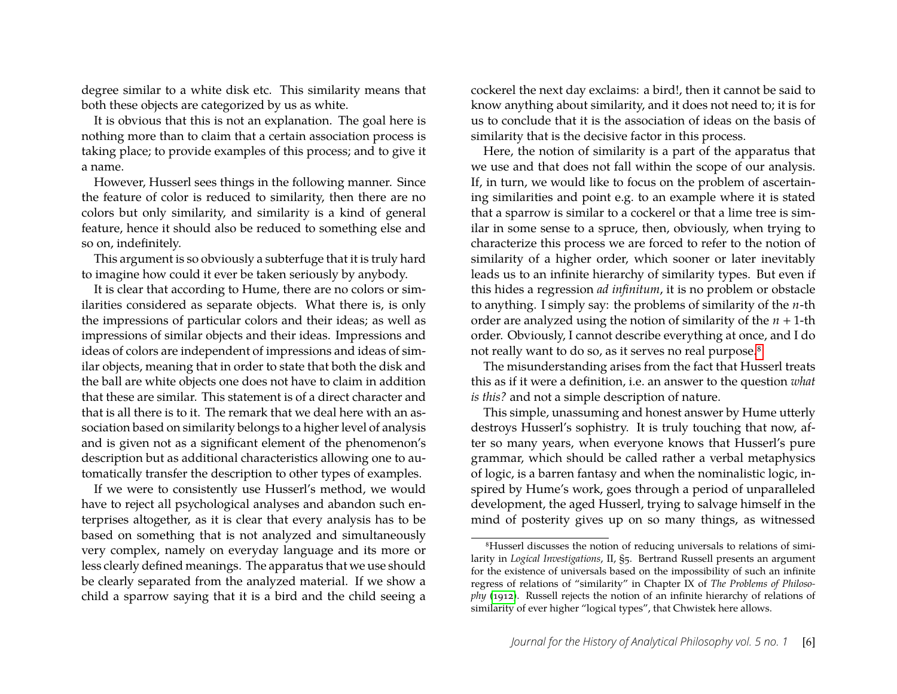degree similar to a white disk etc. This similarity means that both these objects are categorized by us as white.

It is obvious that this is not an explanation. The goal here is nothing more than to claim that a certain association process is taking place; to provide examples of this process; and to give it a name.

However, Husserl sees things in the following manner. Since the feature of color is reduced to similarity, then there are no colors but only similarity, and similarity is a kind of general feature, hence it should also be reduced to something else and so on, indefinitely.

This argument is so obviously a subterfuge that it is truly hard to imagine how could it ever be taken seriously by anybody.

It is clear that according to Hume, there are no colors or similarities considered as separate objects. What there is, is only the impressions of particular colors and their ideas; as well as impressions of similar objects and their ideas. Impressions and ideas of colors are independent of impressions and ideas of similar objects, meaning that in order to state that both the disk and the ball are white objects one does not have to claim in addition that these are similar. This statement is of a direct character and that is all there is to it. The remark that we deal here with an association based on similarity belongs to a higher level of analysis and is given not as a significant element of the phenomenon's description but as additional characteristics allowing one to automatically transfer the description to other types of examples.

If we were to consistently use Husserl's method, we would have to reject all psychological analyses and abandon such enterprises altogether, as it is clear that every analysis has to be based on something that is not analyzed and simultaneously very complex, namely on everyday language and its more or less clearly defined meanings. The apparatus that we use should be clearly separated from the analyzed material. If we show a child a sparrow saying that it is a bird and the child seeing a cockerel the next day exclaims: a bird!, then it cannot be said to know anything about similarity, and it does not need to; it is for us to conclude that it is the association of ideas on the basis of similarity that is the decisive factor in this process.

Here, the notion of similarity is a part of the apparatus that we use and that does not fall within the scope of our analysis. If, in turn, we would like to focus on the problem of ascertaining similarities and point e.g. to an example where it is stated that a sparrow is similar to a cockerel or that a lime tree is similar in some sense to a spruce, then, obviously, when trying to characterize this process we are forced to refer to the notion of similarity of a higher order, which sooner or later inevitably leads us to an infinite hierarchy of similarity types. But even if this hides a regression *ad infinitum*, it is no problem or obstacle to anything. I simply say: the problems of similarity of the $n$-th order are analyzed using the notion of similarity of the $n+1$-th order. Obviously, I cannot describe everything at once, and I do not really want to do so, as it serves no real purpose.[8]

The misunderstanding arises from the fact that Husserl treats this as if it were a definition, i.e. an answer to the question *what is this?* and not a simple description of nature.

This simple, unassuming and honest answer by Hume utterly destroys Husserl's sophistry. It is truly touching that now, after so many years, when everyone knows that Husserl's pure grammar, which should be called rather a verbal metaphysics of logic, is a barren fantasy and when the nominalistic logic, inspired by Hume's work, goes through a period of unparalleled development, the aged Husserl, trying to salvage himself in the mind of posterity gives up on so many things, as witnessed

---

[8] Husserl discusses the notion of reducing universals to relations of similarity in *Logical Investigations*, II, §5. Bertrand Russell presents an argument for the existence of universals based on the impossibility of such an infinite regress of relations of "similarity" in Chapter IX of *The Problems of Philosophy* (1912). Russell rejects the notion of an infinite hierarchy of relations of similarity of ever higher "logical types", that Chwistek here allows.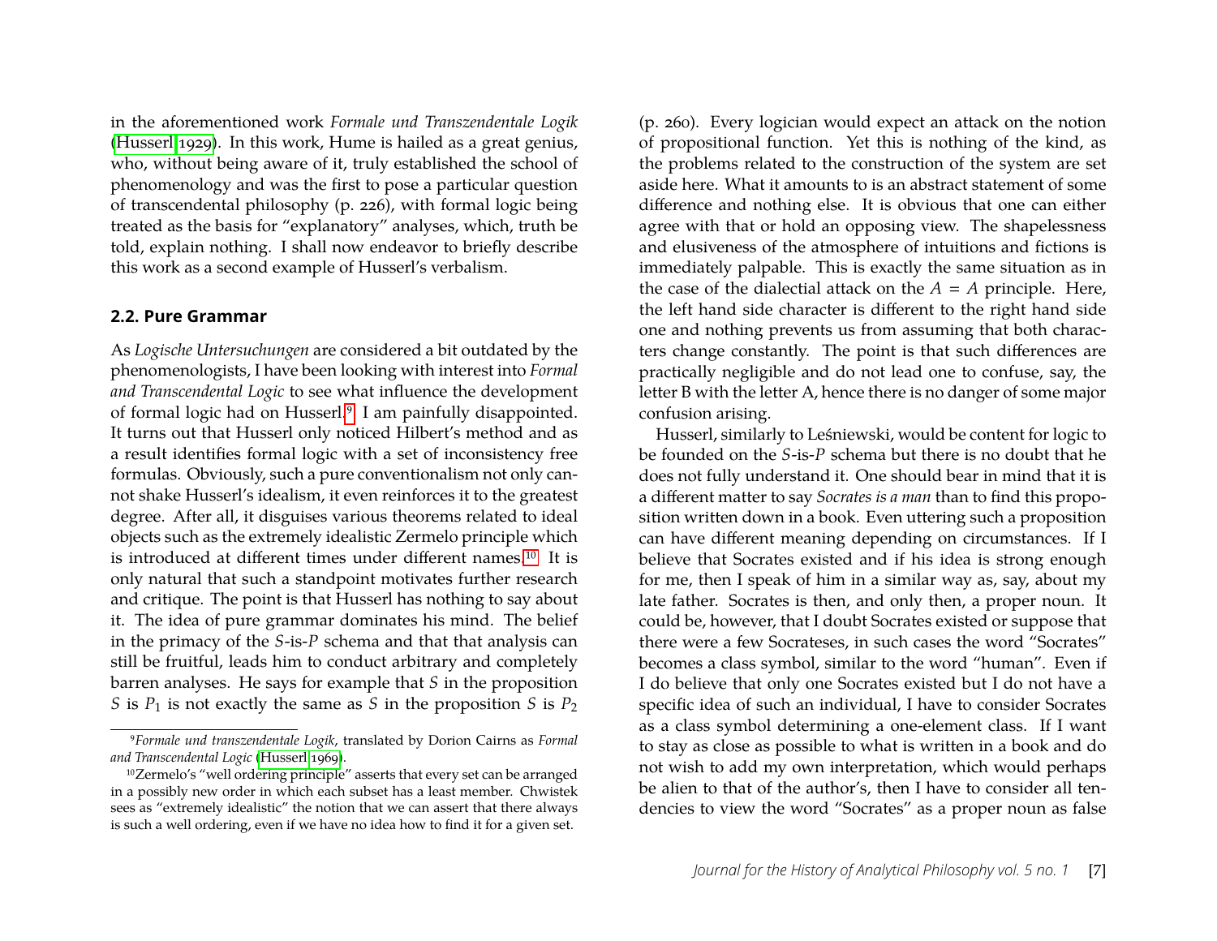in the aforementioned work *Formale und Transzendentale Logik* (Husserl 1929). In this work, Hume is hailed as a great genius, who, without being aware of it, truly established the school of phenomenology and was the first to pose a particular question of transcendental philosophy (p. 226), with formal logic being treated as the basis for "explanatory" analyses, which, truth be told, explain nothing. I shall now endeavor to briefly describe this work as a second example of Husserl's verbalism.

### 2.2. Pure Grammar

As *Logische Untersuchungen* are considered a bit outdated by the phenomenologists, I have been looking with interest into *Formal and Transcendental Logic* to see what influence the development of formal logic had on Husserl.[9] I am painfully disappointed. It turns out that Husserl only noticed Hilbert's method and as a result identifies formal logic with a set of inconsistency free formulas. Obviously, such a pure conventionalism not only cannot shake Husserl's idealism, it even reinforces it to the greatest degree. After all, it disguises various theorems related to ideal objects such as the extremely idealistic Zermelo principle which is introduced at different times under different names.[10] It is only natural that such a standpoint motivates further research and critique. The point is that Husserl has nothing to say about it. The idea of pure grammar dominates his mind. The belief in the primacy of the *S*-is-*P* schema and that that analysis can still be fruitful, leads him to conduct arbitrary and completely barren analyses. He says for example that $S$ in the proposition $S$ is $P_1$ is not exactly the same as $S$ in the proposition $S$ is $P_2$ (p. 260). Every logician would expect an attack on the notion of propositional function. Yet this is nothing of the kind, as the problems related to the construction of the system are set aside here. What it amounts to is an abstract statement of some difference and nothing else. It is obvious that one can either agree with that or hold an opposing view. The shapelessness and elusiveness of the atmosphere of intuitions and fictions is immediately palpable. This is exactly the same situation as in the case of the dialectial attack on the $A = A$ principle. Here, the left hand side character is different to the right hand side one and nothing prevents us from assuming that both characters change constantly. The point is that such differences are practically negligible and do not lead one to confuse, say, the letter B with the letter A, hence there is no danger of some major confusion arising.

Husserl, similarly to Leśniewski, would be content for logic to be founded on the *S*-is-*P* schema but there is no doubt that he does not fully understand it. One should bear in mind that it is a different matter to say *Socrates is a man* than to find this proposition written down in a book. Even uttering such a proposition can have different meaning depending on circumstances. If I believe that Socrates existed and if his idea is strong enough for me, then I speak of him in a similar way as, say, about my late father. Socrates is then, and only then, a proper noun. It could be, however, that I doubt Socrates existed or suppose that there were a few Socrateses, in such cases the word "Socrates" becomes a class symbol, similar to the word "human". Even if I do believe that only one Socrates existed but I do not have a specific idea of such an individual, I have to consider Socrates as a class symbol determining a one-element class. If I want to stay as close as possible to what is written in a book and do not wish to add my own interpretation, which would perhaps be alien to that of the author's, then I have to consider all tendencies to view the word "Socrates" as a proper noun as false

---

[9] *Formale und transzendentale Logik*, translated by Dorion Cairns as *Formal and Transcendental Logic* (Husserl 1969).

[10] Zermelo's "well ordering principle" asserts that every set can be arranged in a possibly new order in which each subset has a least member. Chwistek sees as "extremely idealistic" the notion that we can assert that there always is such a well ordering, even if we have no idea how to find it for a given set.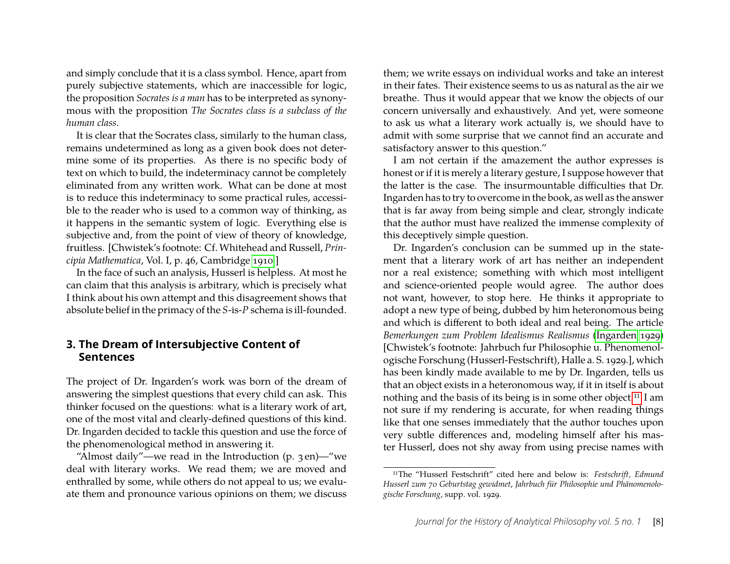and simply conclude that it is a class symbol. Hence, apart from purely subjective statements, which are inaccessible for logic, the proposition *Socrates is a man* has to be interpreted as synonymous with the proposition *The Socrates class is a subclass of the human class*.

It is clear that the Socrates class, similarly to the human class, remains undetermined as long as a given book does not determine some of its properties. As there is no specific body of text on which to build, the indeterminacy cannot be completely eliminated from any written work. What can be done at most is to reduce this indeterminacy to some practical rules, accessible to the reader who is used to a common way of thinking, as it happens in the semantic system of logic. Everything else is subjective and, from the point of view of theory of knowledge, fruitless. [Chwistek's footnote: Cf. Whitehead and Russell, *Principia Mathematica*, Vol. I, p. 46, Cambridge 1910.]

In the face of such an analysis, Husserl is helpless. At most he can claim that this analysis is arbitrary, which is precisely what I think about his own attempt and this disagreement shows that absolute belief in the primacy of the *S*-is-*P* schema is ill-founded.

## 3. The Dream of Intersubjective Content of Sentences

The project of Dr. Ingarden's work was born of the dream of answering the simplest questions that every child can ask. This thinker focused on the questions: what is a literary work of art, one of the most vital and clearly-defined questions of this kind. Dr. Ingarden decided to tackle this question and use the force of the phenomenological method in answering it.

"Almost daily"—we read in the Introduction (p. 3 en)—"we deal with literary works. We read them; we are moved and enthralled by some, while others do not appeal to us; we evaluate them and pronounce various opinions on them; we discuss them; we write essays on individual works and take an interest in their fates. Their existence seems to us as natural as the air we breathe. Thus it would appear that we know the objects of our concern universally and exhaustively. And yet, were someone to ask us what a literary work actually is, we should have to admit with some surprise that we cannot find an accurate and satisfactory answer to this question."

I am not certain if the amazement the author expresses is honest or if it is merely a literary gesture, I suppose however that the latter is the case. The insurmountable difficulties that Dr. Ingarden has to try to overcome in the book, as well as the answer that is far away from being simple and clear, strongly indicate that the author must have realized the immense complexity of this deceptively simple question.

Dr. Ingarden's conclusion can be summed up in the statement that a literary work of art has neither an independent nor a real existence; something with which most intelligent and science-oriented people would agree. The author does not want, however, to stop here. He thinks it appropriate to adopt a new type of being, dubbed by him heteronomous being and which is different to both ideal and real being. The article *Bemerkungen zum Problem Idealismus Realismus* (Ingarden 1929) [Chwistek's footnote: Jahrbuch fur Philosophie u. Phenomenologische Forschung (Husserl-Festschrift), Halle a. S. 1929.], which has been kindly made available to me by Dr. Ingarden, tells us that an object exists in a heteronomous way, if it in itself is about nothing and the basis of its being is in some other object.[11] I am not sure if my rendering is accurate, for when reading things like that one senses immediately that the author touches upon very subtle differences and, modeling himself after his master Husserl, does not shy away from using precise names with

[11] The "Husserl Festschrift" cited here and below is: *Festschrift, Edmund Husserl zum 70 Geburtstag gewidmet*, *Jahrbuch für Philosophie und Phänomenologische Forschung*, supp. vol. 1929.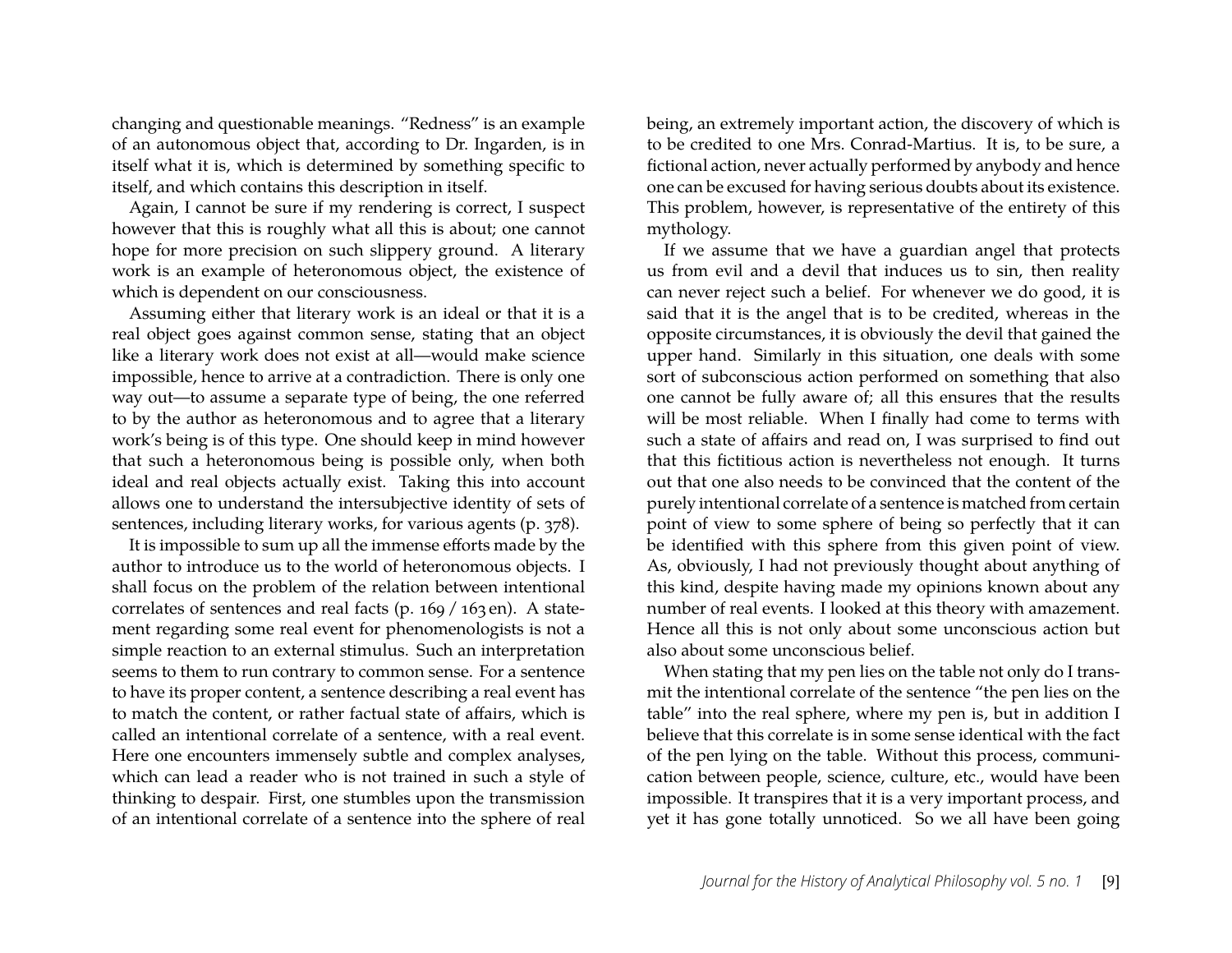changing and questionable meanings. "Redness" is an example of an autonomous object that, according to Dr. Ingarden, is in itself what it is, which is determined by something specific to itself, and which contains this description in itself.

Again, I cannot be sure if my rendering is correct, I suspect however that this is roughly what all this is about; one cannot hope for more precision on such slippery ground. A literary work is an example of heteronomous object, the existence of which is dependent on our consciousness.

Assuming either that literary work is an ideal or that it is a real object goes against common sense, stating that an object like a literary work does not exist at all—would make science impossible, hence to arrive at a contradiction. There is only one way out—to assume a separate type of being, the one referred to by the author as heteronomous and to agree that a literary work's being is of this type. One should keep in mind however that such a heteronomous being is possible only, when both ideal and real objects actually exist. Taking this into account allows one to understand the intersubjective identity of sets of sentences, including literary works, for various agents (p. 378).

It is impossible to sum up all the immense efforts made by the author to introduce us to the world of heteronomous objects. I shall focus on the problem of the relation between intentional correlates of sentences and real facts (p. 169 / 163 en). A statement regarding some real event for phenomenologists is not a simple reaction to an external stimulus. Such an interpretation seems to them to run contrary to common sense. For a sentence to have its proper content, a sentence describing a real event has to match the content, or rather factual state of affairs, which is called an intentional correlate of a sentence, with a real event. Here one encounters immensely subtle and complex analyses, which can lead a reader who is not trained in such a style of thinking to despair. First, one stumbles upon the transmission of an intentional correlate of a sentence into the sphere of real being, an extremely important action, the discovery of which is to be credited to one Mrs. Conrad-Martius. It is, to be sure, a fictional action, never actually performed by anybody and hence one can be excused for having serious doubts about its existence. This problem, however, is representative of the entirety of this mythology.

If we assume that we have a guardian angel that protects us from evil and a devil that induces us to sin, then reality can never reject such a belief. For whenever we do good, it is said that it is the angel that is to be credited, whereas in the opposite circumstances, it is obviously the devil that gained the upper hand. Similarly in this situation, one deals with some sort of subconscious action performed on something that also one cannot be fully aware of; all this ensures that the results will be most reliable. When I finally had come to terms with such a state of affairs and read on, I was surprised to find out that this fictitious action is nevertheless not enough. It turns out that one also needs to be convinced that the content of the purely intentional correlate of a sentence is matched from certain point of view to some sphere of being so perfectly that it can be identified with this sphere from this given point of view. As, obviously, I had not previously thought about anything of this kind, despite having made my opinions known about any number of real events. I looked at this theory with amazement. Hence all this is not only about some unconscious action but also about some unconscious belief.

When stating that my pen lies on the table not only do I transmit the intentional correlate of the sentence "the pen lies on the table" into the real sphere, where my pen is, but in addition I believe that this correlate is in some sense identical with the fact of the pen lying on the table. Without this process, communication between people, science, culture, etc., would have been impossible. It transpires that it is a very important process, and yet it has gone totally unnoticed. So we all have been going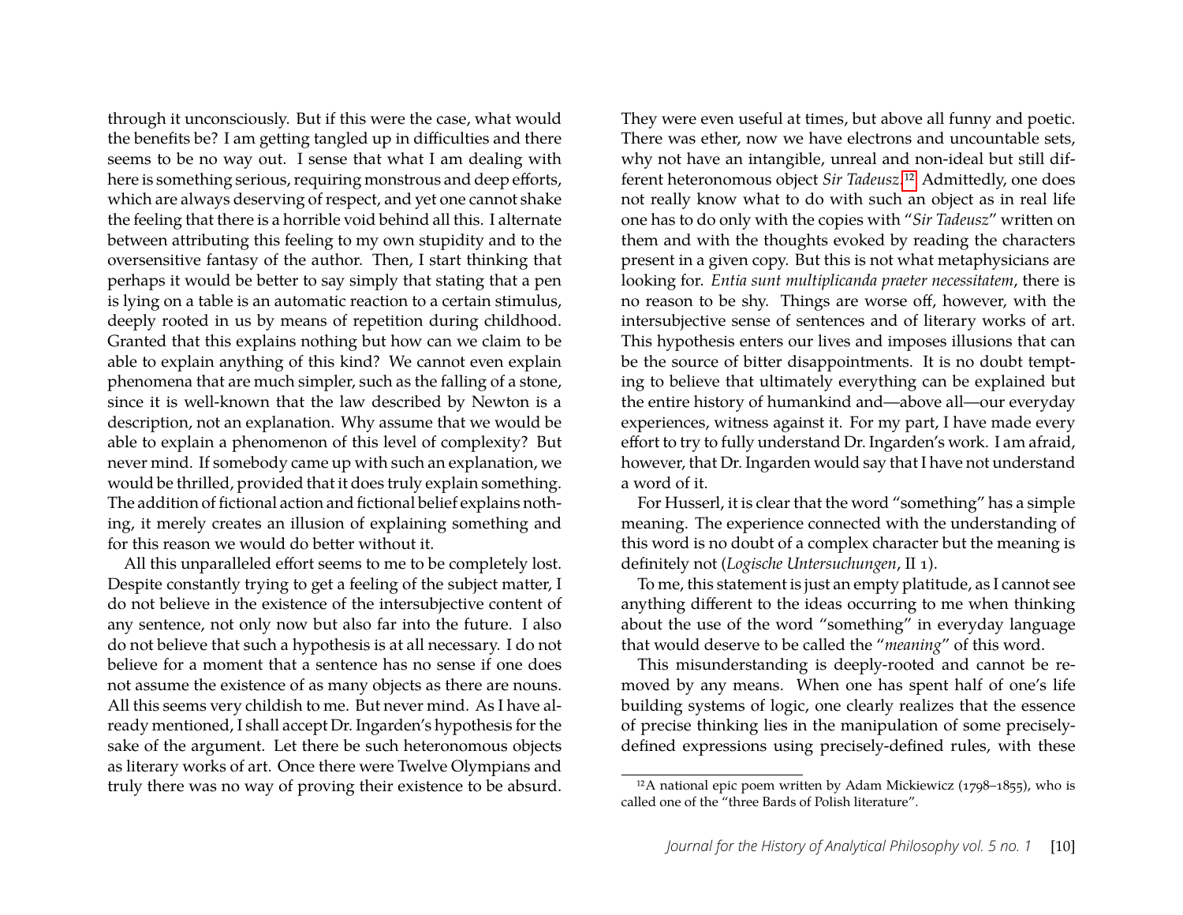through it unconsciously. But if this were the case, what would the benefits be? I am getting tangled up in difficulties and there seems to be no way out. I sense that what I am dealing with here is something serious, requiring monstrous and deep efforts, which are always deserving of respect, and yet one cannot shake the feeling that there is a horrible void behind all this. I alternate between attributing this feeling to my own stupidity and to the oversensitive fantasy of the author. Then, I start thinking that perhaps it would be better to say simply that stating that a pen is lying on a table is an automatic reaction to a certain stimulus, deeply rooted in us by means of repetition during childhood. Granted that this explains nothing but how can we claim to be able to explain anything of this kind? We cannot even explain phenomena that are much simpler, such as the falling of a stone, since it is well-known that the law described by Newton is a description, not an explanation. Why assume that we would be able to explain a phenomenon of this level of complexity? But never mind. If somebody came up with such an explanation, we would be thrilled, provided that it does truly explain something. The addition of fictional action and fictional belief explains nothing, it merely creates an illusion of explaining something and for this reason we would do better without it.

All this unparalleled effort seems to me to be completely lost. Despite constantly trying to get a feeling of the subject matter, I do not believe in the existence of the intersubjective content of any sentence, not only now but also far into the future. I also do not believe that such a hypothesis is at all necessary. I do not believe for a moment that a sentence has no sense if one does not assume the existence of as many objects as there are nouns. All this seems very childish to me. But never mind. As I have already mentioned, I shall accept Dr. Ingarden's hypothesis for the sake of the argument. Let there be such heteronomous objects as literary works of art. Once there were Twelve Olympians and truly there was no way of proving their existence to be absurd. They were even useful at times, but above all funny and poetic. There was ether, now we have electrons and uncountable sets, why not have an intangible, unreal and non-ideal but still different heteronomous object *Sir Tadeusz*.[12] Admittedly, one does not really know what to do with such an object as in real life one has to do only with the copies with "*Sir Tadeusz*" written on them and with the thoughts evoked by reading the characters present in a given copy. But this is not what metaphysicians are looking for. *Entia sunt multiplicanda praeter necessitatem*, there is no reason to be shy. Things are worse off, however, with the intersubjective sense of sentences and of literary works of art. This hypothesis enters our lives and imposes illusions that can be the source of bitter disappointments. It is no doubt tempting to believe that ultimately everything can be explained but the entire history of humankind and—above all—our everyday experiences, witness against it. For my part, I have made every effort to try to fully understand Dr. Ingarden's work. I am afraid, however, that Dr. Ingarden would say that I have not understand a word of it.

For Husserl, it is clear that the word "something" has a simple meaning. The experience connected with the understanding of this word is no doubt of a complex character but the meaning is definitely not (*Logische Untersuchungen*, II 1).

To me, this statement is just an empty platitude, as I cannot see anything different to the ideas occurring to me when thinking about the use of the word "something" in everyday language that would deserve to be called the "*meaning*" of this word.

This misunderstanding is deeply-rooted and cannot be removed by any means. When one has spent half of one's life building systems of logic, one clearly realizes that the essence of precise thinking lies in the manipulation of some precisely-defined expressions using precisely-defined rules, with these

[12] A national epic poem written by Adam Mickiewicz (1798–1855), who is called one of the "three Bards of Polish literature".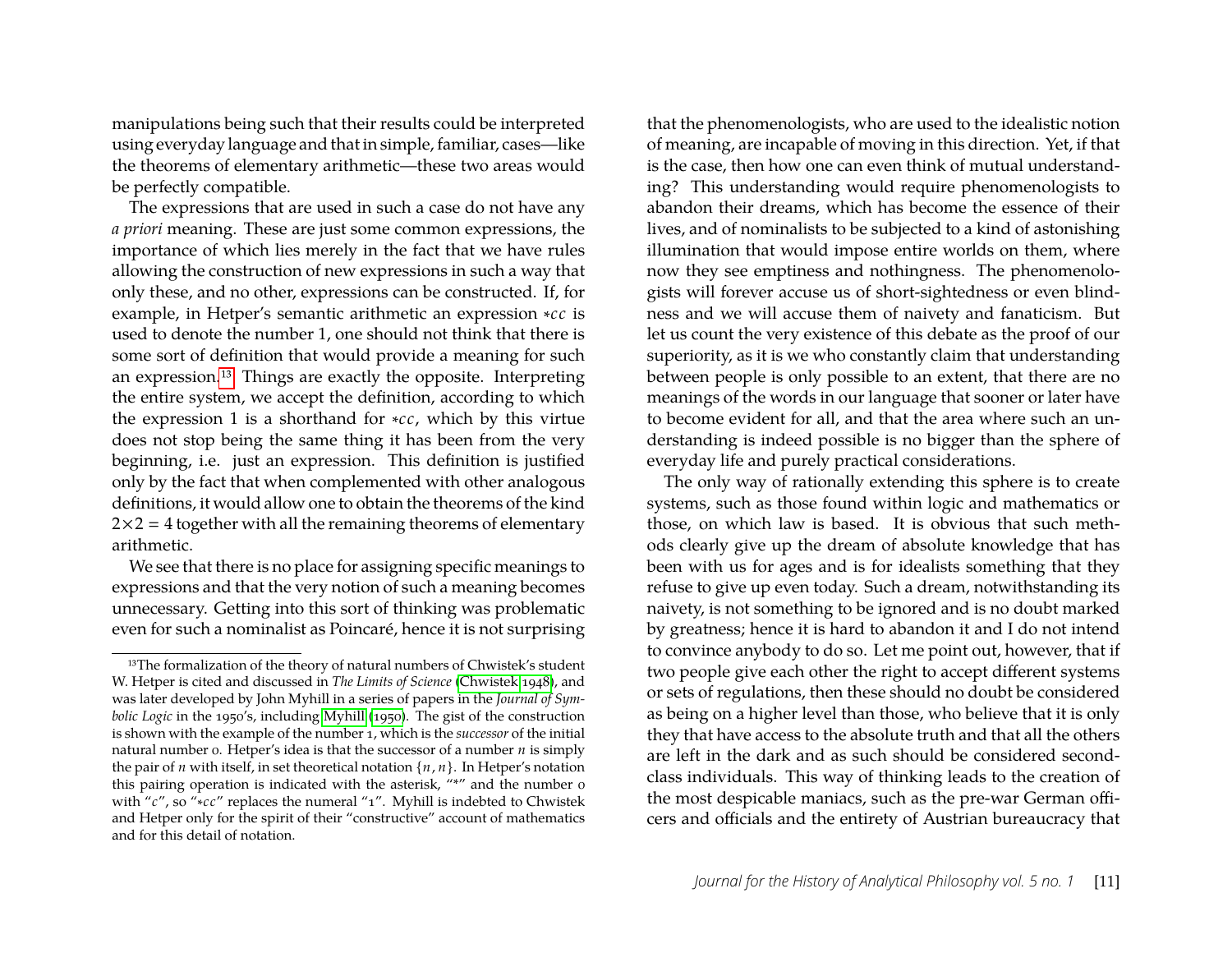manipulations being such that their results could be interpreted using everyday language and that in simple, familiar, cases—like the theorems of elementary arithmetic—these two areas would be perfectly compatible.

The expressions that are used in such a case do not have any *a priori* meaning. These are just some common expressions, the importance of which lies merely in the fact that we have rules allowing the construction of new expressions in such a way that only these, and no other, expressions can be constructed. If, for example, in Hetper's semantic arithmetic an expression $*cc$ is used to denote the number 1, one should not think that there is some sort of definition that would provide a meaning for such an expression.[13] Things are exactly the opposite. Interpreting the entire system, we accept the definition, according to which the expression 1 is a shorthand for $*cc$, which by this virtue does not stop being the same thing it has been from the very beginning, i.e. just an expression. This definition is justified only by the fact that when complemented with other analogous definitions, it would allow one to obtain the theorems of the kind $2\times 2 = 4$ together with all the remaining theorems of elementary arithmetic.

We see that there is no place for assigning specific meanings to expressions and that the very notion of such a meaning becomes unnecessary. Getting into this sort of thinking was problematic even for such a nominalist as Poincaré, hence it is not surprising that the phenomenologists, who are used to the idealistic notion of meaning, are incapable of moving in this direction. Yet, if that is the case, then how one can even think of mutual understanding? This understanding would require phenomenologists to abandon their dreams, which has become the essence of their lives, and of nominalists to be subjected to a kind of astonishing illumination that would impose entire worlds on them, where now they see emptiness and nothingness. The phenomenologists will forever accuse us of short-sightedness or even blindness and we will accuse them of naivety and fanaticism. But let us count the very existence of this debate as the proof of our superiority, as it is we who constantly claim that understanding between people is only possible to an extent, that there are no meanings of the words in our language that sooner or later have to become evident for all, and that the area where such an understanding is indeed possible is no bigger than the sphere of everyday life and purely practical considerations.

The only way of rationally extending this sphere is to create systems, such as those found within logic and mathematics or those, on which law is based. It is obvious that such methods clearly give up the dream of absolute knowledge that has been with us for ages and is for idealists something that they refuse to give up even today. Such a dream, notwithstanding its naivety, is not something to be ignored and is no doubt marked by greatness; hence it is hard to abandon it and I do not intend to convince anybody to do so. Let me point out, however, that if two people give each other the right to accept different systems or sets of regulations, then these should no doubt be considered as being on a higher level than those, who believe that it is only they that have access to the absolute truth and that all the others are left in the dark and as such should be considered second-class individuals. This way of thinking leads to the creation of the most despicable maniacs, such as the pre-war German officers and officials and the entirety of Austrian bureaucracy that

---

[13] The formalization of the theory of natural numbers of Chwistek's student W. Hetper is cited and discussed in *The Limits of Science* (Chwistek 1948), and was later developed by John Myhill in a series of papers in the *Journal of Symbolic Logic* in the 1950's, including Myhill (1950). The gist of the construction is shown with the example of the number 1, which is the *successor* of the initial natural number 0. Hetper's idea is that the successor of a number $n$ is simply the pair of $n$ with itself, in set theoretical notation $\{n, n\}$. In Hetper's notation this pairing operation is indicated with the asterisk, "*" and the number 0 with "$c$", so "$*cc$" replaces the numeral "1". Myhill is indebted to Chwistek and Hetper only for the spirit of their "constructive" account of mathematics and for this detail of notation.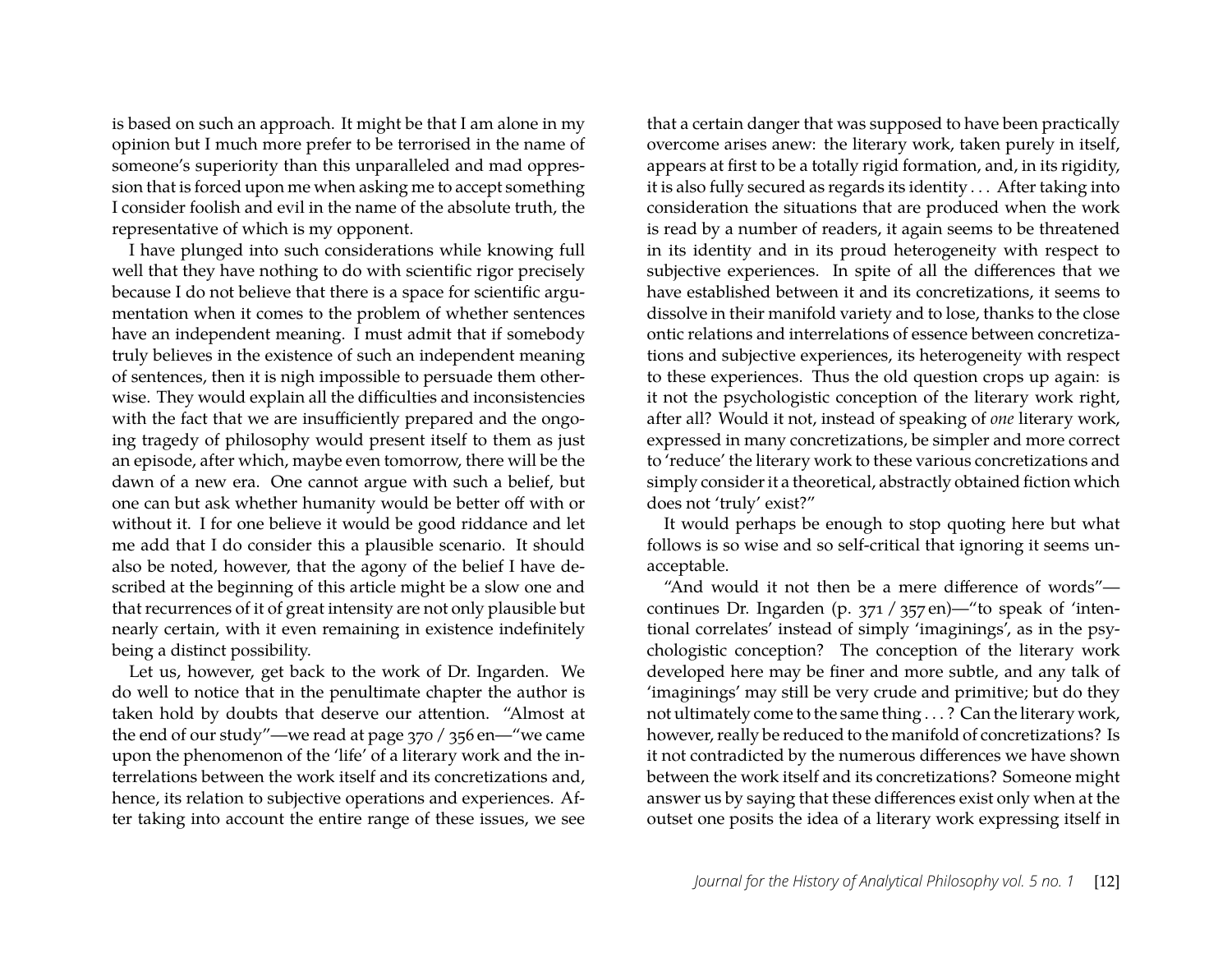is based on such an approach. It might be that I am alone in my opinion but I much more prefer to be terrorised in the name of someone's superiority than this unparalleled and mad oppression that is forced upon me when asking me to accept something I consider foolish and evil in the name of the absolute truth, the representative of which is my opponent.

I have plunged into such considerations while knowing full well that they have nothing to do with scientific rigor precisely because I do not believe that there is a space for scientific argumentation when it comes to the problem of whether sentences have an independent meaning. I must admit that if somebody truly believes in the existence of such an independent meaning of sentences, then it is nigh impossible to persuade them otherwise. They would explain all the difficulties and inconsistencies with the fact that we are insufficiently prepared and the ongoing tragedy of philosophy would present itself to them as just an episode, after which, maybe even tomorrow, there will be the dawn of a new era. One cannot argue with such a belief, but one can but ask whether humanity would be better off with or without it. I for one believe it would be good riddance and let me add that I do consider this a plausible scenario. It should also be noted, however, that the agony of the belief I have described at the beginning of this article might be a slow one and that recurrences of it of great intensity are not only plausible but nearly certain, with it even remaining in existence indefinitely being a distinct possibility.

Let us, however, get back to the work of Dr. Ingarden. We do well to notice that in the penultimate chapter the author is taken hold by doubts that deserve our attention. "Almost at the end of our study"—we read at page 370 / 356 en—"we came upon the phenomenon of the 'life' of a literary work and the interrelations between the work itself and its concretizations and, hence, its relation to subjective operations and experiences. After taking into account the entire range of these issues, we see that a certain danger that was supposed to have been practically overcome arises anew: the literary work, taken purely in itself, appears at first to be a totally rigid formation, and, in its rigidity, it is also fully secured as regards its identity . . . After taking into consideration the situations that are produced when the work is read by a number of readers, it again seems to be threatened in its identity and in its proud heterogeneity with respect to subjective experiences. In spite of all the differences that we have established between it and its concretizations, it seems to dissolve in their manifold variety and to lose, thanks to the close ontic relations and interrelations of essence between concretizations and subjective experiences, its heterogeneity with respect to these experiences. Thus the old question crops up again: is it not the psychologistic conception of the literary work right, after all? Would it not, instead of speaking of *one* literary work, expressed in many concretizations, be simpler and more correct to 'reduce' the literary work to these various concretizations and simply consider it a theoretical, abstractly obtained fiction which does not 'truly' exist?"

It would perhaps be enough to stop quoting here but what follows is so wise and so self-critical that ignoring it seems unacceptable.

"And would it not then be a mere difference of words"—continues Dr. Ingarden (p. 371 / 357 en)—"to speak of 'intentional correlates' instead of simply 'imaginings', as in the psychologistic conception? The conception of the literary work developed here may be finer and more subtle, and any talk of 'imaginings' may still be very crude and primitive; but do they not ultimately come to the same thing . . . ? Can the literary work, however, really be reduced to the manifold of concretizations? Is it not contradicted by the numerous differences we have shown between the work itself and its concretizations? Someone might answer us by saying that these differences exist only when at the outset one posits the idea of a literary work expressing itself in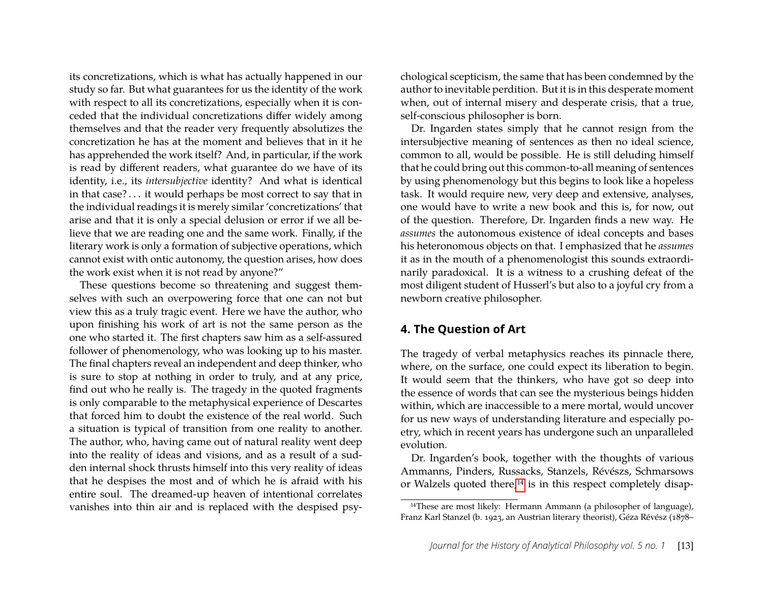its concretizations, which is what has actually happened in our study so far. But what guarantees for us the identity of the work with respect to all its concretizations, especially when it is conceded that the individual concretizations differ widely among themselves and that the reader very frequently absolutizes the concretization he has at the moment and believes that in it he has apprehended the work itself? And, in particular, if the work is read by different readers, what guarantee do we have of its identity, i.e., its *intersubjective* identity? And what is identical in that case? . . . it would perhaps be most correct to say that in the individual readings it is merely similar 'concretizations' that arise and that it is only a special delusion or error if we all believe that we are reading one and the same work. Finally, if the literary work is only a formation of subjective operations, which cannot exist with ontic autonomy, the question arises, how does the work exist when it is not read by anyone?"

These questions become so threatening and suggest themselves with such an overpowering force that one can not but view this as a truly tragic event. Here we have the author, who upon finishing his work of art is not the same person as the one who started it. The first chapters saw him as a self-assured follower of phenomenology, who was looking up to his master. The final chapters reveal an independent and deep thinker, who is sure to stop at nothing in order to truly, and at any price, find out who he really is. The tragedy in the quoted fragments is only comparable to the metaphysical experience of Descartes that forced him to doubt the existence of the real world. Such a situation is typical of transition from one reality to another. The author, who, having came out of natural reality went deep into the reality of ideas and visions, and as a result of a sudden internal shock thrusts himself into this very reality of ideas that he despises the most and of which he is afraid with his entire soul. The dreamed-up heaven of intentional correlates vanishes into thin air and is replaced with the despised psychological scepticism, the same that has been condemned by the author to inevitable perdition. But it is in this desperate moment when, out of internal misery and desperate crisis, that a true, self-conscious philosopher is born.

Dr. Ingarden states simply that he cannot resign from the intersubjective meaning of sentences as then no ideal science, common to all, would be possible. He is still deluding himself that he could bring out this common-to-all meaning of sentences by using phenomenology but this begins to look like a hopeless task. It would require new, very deep and extensive, analyses, one would have to write a new book and this is, for now, out of the question. Therefore, Dr. Ingarden finds a new way. He *assumes* the autonomous existence of ideal concepts and bases his heteronomous objects on that. I emphasized that he *assumes* it as in the mouth of a phenomenologist this sounds extraordinarily paradoxical. It is a witness to a crushing defeat of the most diligent student of Husserl's but also to a joyful cry from a newborn creative philosopher.

## 4. The Question of Art

The tragedy of verbal metaphysics reaches its pinnacle there, where, on the surface, one could expect its liberation to begin. It would seem that the thinkers, who have got so deep into the essence of words that can see the mysterious beings hidden within, which are inaccessible to a mere mortal, would uncover for us new ways of understanding literature and especially poetry, which in recent years has undergone such an unparalleled evolution.

Dr. Ingarden's book, together with the thoughts of various Ammanns, Pinders, Russacks, Stanzels, Révészs, Schmarsows or Walzels quoted there,[14] is in this respect completely disap-

[14]These are most likely: Hermann Ammann (a philosopher of language), Franz Karl Stanzel (b. 1923, an Austrian literary theorist), Géza Révész (1878–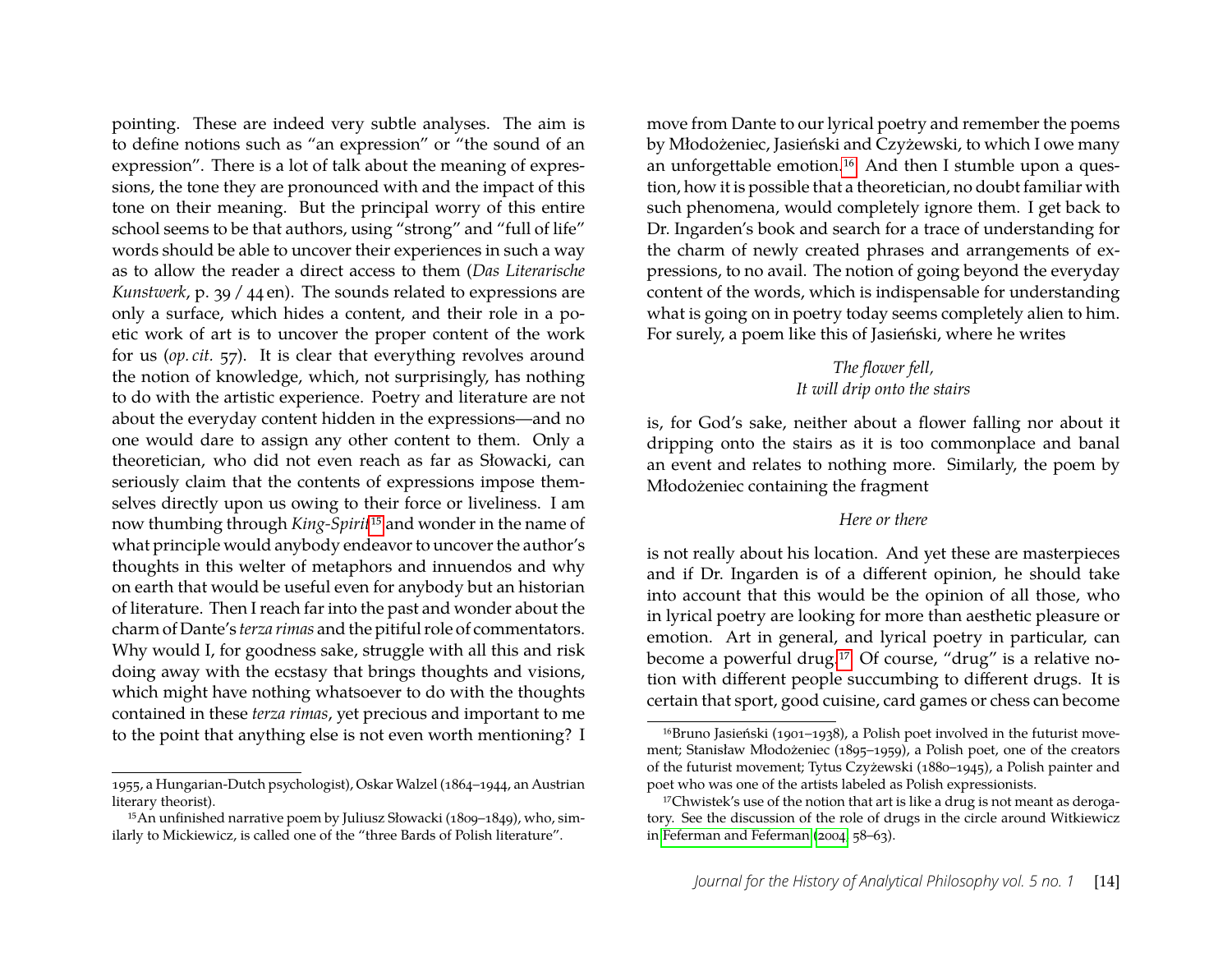pointing. These are indeed very subtle analyses. The aim is to define notions such as "an expression" or "the sound of an expression". There is a lot of talk about the meaning of expressions, the tone they are pronounced with and the impact of this tone on their meaning. But the principal worry of this entire school seems to be that authors, using "strong" and "full of life" words should be able to uncover their experiences in such a way as to allow the reader a direct access to them (*Das Literarische Kunstwerk*, p. 39 / 44 en). The sounds related to expressions are only a surface, which hides a content, and their role in a poetic work of art is to uncover the proper content of the work for us (*op. cit.* 57). It is clear that everything revolves around the notion of knowledge, which, not surprisingly, has nothing to do with the artistic experience. Poetry and literature are not about the everyday content hidden in the expressions—and no one would dare to assign any other content to them. Only a theoretician, who did not even reach as far as Słowacki, can seriously claim that the contents of expressions impose themselves directly upon us owing to their force or liveliness. I am now thumbing through *King-Spirit*[15] and wonder in the name of what principle would anybody endeavor to uncover the author's thoughts in this welter of metaphors and innuendos and why on earth that would be useful even for anybody but an historian of literature. Then I reach far into the past and wonder about the charm of Dante's *terza rimas* and the pitiful role of commentators. Why would I, for goodness sake, struggle with all this and risk doing away with the ecstasy that brings thoughts and visions, which might have nothing whatsoever to do with the thoughts contained in these *terza rimas*, yet precious and important to me to the point that anything else is not even worth mentioning? I move from Dante to our lyrical poetry and remember the poems by Młodożeniec, Jasieński and Czyżewski, to which I owe many an unforgettable emotion.[16] And then I stumble upon a question, how it is possible that a theoretician, no doubt familiar with such phenomena, would completely ignore them. I get back to Dr. Ingarden's book and search for a trace of understanding for the charm of newly created phrases and arrangements of expressions, to no avail. The notion of going beyond the everyday content of the words, which is indispensable for understanding what is going on in poetry today seems completely alien to him. For surely, a poem like this of Jasieński, where he writes

*The flower fell,*
*It will drip onto the stairs*

is, for God's sake, neither about a flower falling nor about it dripping onto the stairs as it is too commonplace and banal an event and relates to nothing more. Similarly, the poem by Młodożeniec containing the fragment

*Here or there*

is not really about his location. And yet these are masterpieces and if Dr. Ingarden is of a different opinion, he should take into account that this would be the opinion of all those, who in lyrical poetry are looking for more than aesthetic pleasure or emotion. Art in general, and lyrical poetry in particular, can become a powerful drug.[17] Of course, "drug" is a relative notion with different people succumbing to different drugs. It is certain that sport, good cuisine, card games or chess can become

---

1955, a Hungarian-Dutch psychologist), Oskar Walzel (1864–1944, an Austrian literary theorist).

[15] An unfinished narrative poem by Juliusz Słowacki (1809–1849), who, similarly to Mickiewicz, is called one of the "three Bards of Polish literature".

[16] Bruno Jasieński (1901–1938), a Polish poet involved in the futurist movement; Stanisław Młodożeniec (1895–1959), a Polish poet, one of the creators of the futurist movement; Tytus Czyżewski (1880–1945), a Polish painter and poet who was one of the artists labeled as Polish expressionists.

[17] Chwistek's use of the notion that art is like a drug is not meant as derogatory. See the discussion of the role of drugs in the circle around Witkiewicz in Feferman and Feferman (2004, 58–63).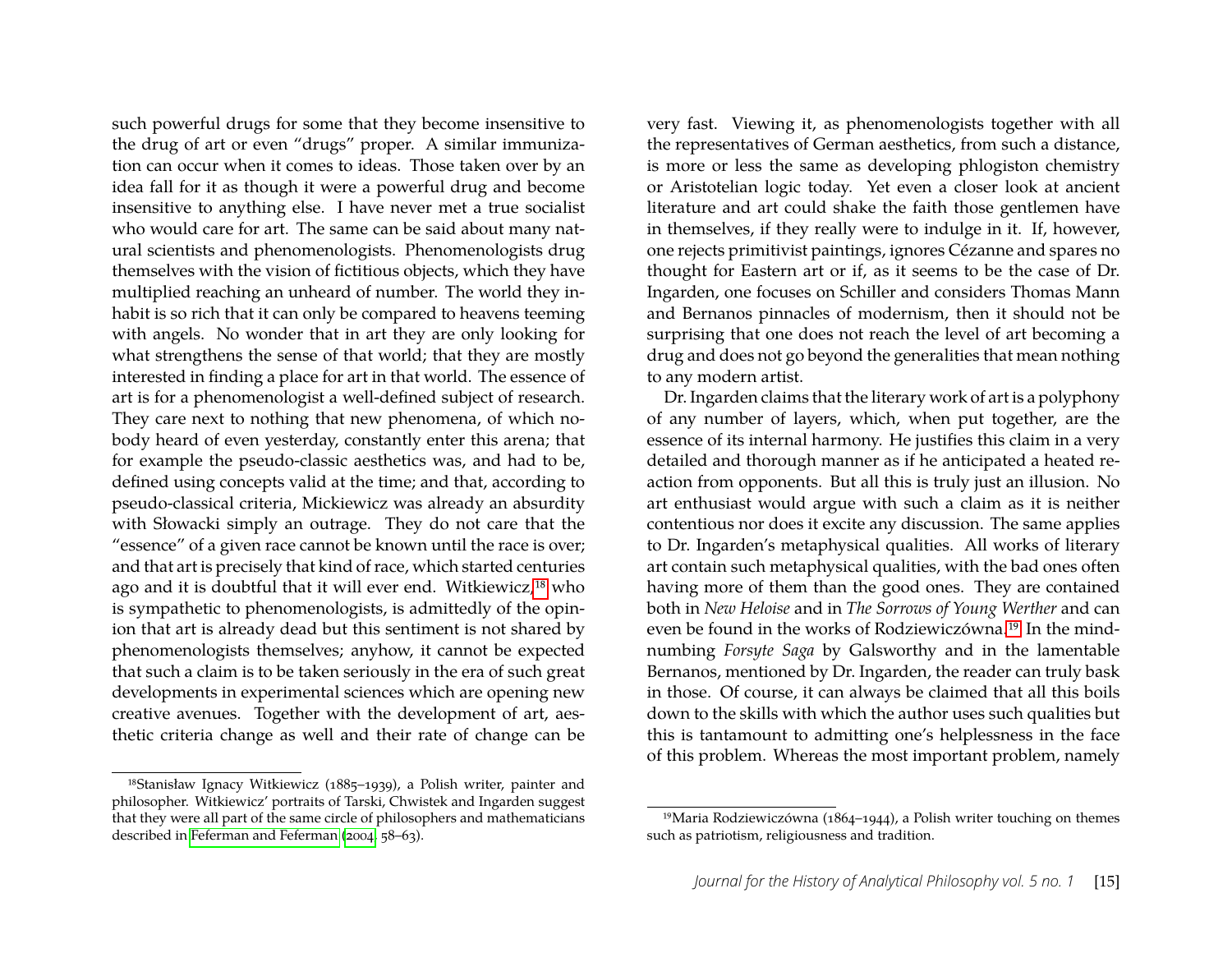such powerful drugs for some that they become insensitive to the drug of art or even "drugs" proper. A similar immunization can occur when it comes to ideas. Those taken over by an idea fall for it as though it were a powerful drug and become insensitive to anything else. I have never met a true socialist who would care for art. The same can be said about many natural scientists and phenomenologists. Phenomenologists drug themselves with the vision of fictitious objects, which they have multiplied reaching an unheard of number. The world they inhabit is so rich that it can only be compared to heavens teeming with angels. No wonder that in art they are only looking for what strengthens the sense of that world; that they are mostly interested in finding a place for art in that world. The essence of art is for a phenomenologist a well-defined subject of research. They care next to nothing that new phenomena, of which nobody heard of even yesterday, constantly enter this arena; that for example the pseudo-classic aesthetics was, and had to be, defined using concepts valid at the time; and that, according to pseudo-classical criteria, Mickiewicz was already an absurdity with Słowacki simply an outrage. They do not care that the "essence" of a given race cannot be known until the race is over; and that art is precisely that kind of race, which started centuries ago and it is doubtful that it will ever end. Witkiewicz,[18] who is sympathetic to phenomenologists, is admittedly of the opinion that art is already dead but this sentiment is not shared by phenomenologists themselves; anyhow, it cannot be expected that such a claim is to be taken seriously in the era of such great developments in experimental sciences which are opening new creative avenues. Together with the development of art, aesthetic criteria change as well and their rate of change can be very fast. Viewing it, as phenomenologists together with all the representatives of German aesthetics, from such a distance, is more or less the same as developing phlogiston chemistry or Aristotelian logic today. Yet even a closer look at ancient literature and art could shake the faith those gentlemen have in themselves, if they really were to indulge in it. If, however, one rejects primitivist paintings, ignores Cézanne and spares no thought for Eastern art or if, as it seems to be the case of Dr. Ingarden, one focuses on Schiller and considers Thomas Mann and Bernanos pinnacles of modernism, then it should not be surprising that one does not reach the level of art becoming a drug and does not go beyond the generalities that mean nothing to any modern artist.

Dr. Ingarden claims that the literary work of art is a polyphony of any number of layers, which, when put together, are the essence of its internal harmony. He justifies this claim in a very detailed and thorough manner as if he anticipated a heated reaction from opponents. But all this is truly just an illusion. No art enthusiast would argue with such a claim as it is neither contentious nor does it excite any discussion. The same applies to Dr. Ingarden's metaphysical qualities. All works of literary art contain such metaphysical qualities, with the bad ones often having more of them than the good ones. They are contained both in *New Heloise* and in *The Sorrows of Young Werther* and can even be found in the works of Rodziewiczówna.[19] In the mind-numbing *Forsyte Saga* by Galsworthy and in the lamentable Bernanos, mentioned by Dr. Ingarden, the reader can truly bask in those. Of course, it can always be claimed that all this boils down to the skills with which the author uses such qualities but this is tantamount to admitting one's helplessness in the face of this problem. Whereas the most important problem, namely

---

[18] Stanisław Ignacy Witkiewicz (1885–1939), a Polish writer, painter and philosopher. Witkiewicz' portraits of Tarski, Chwistek and Ingarden suggest that they were all part of the same circle of philosophers and mathematicians described in Feferman and Feferman (2004, 58–63).

[19] Maria Rodziewiczówna (1864–1944), a Polish writer touching on themes such as patriotism, religiousness and tradition.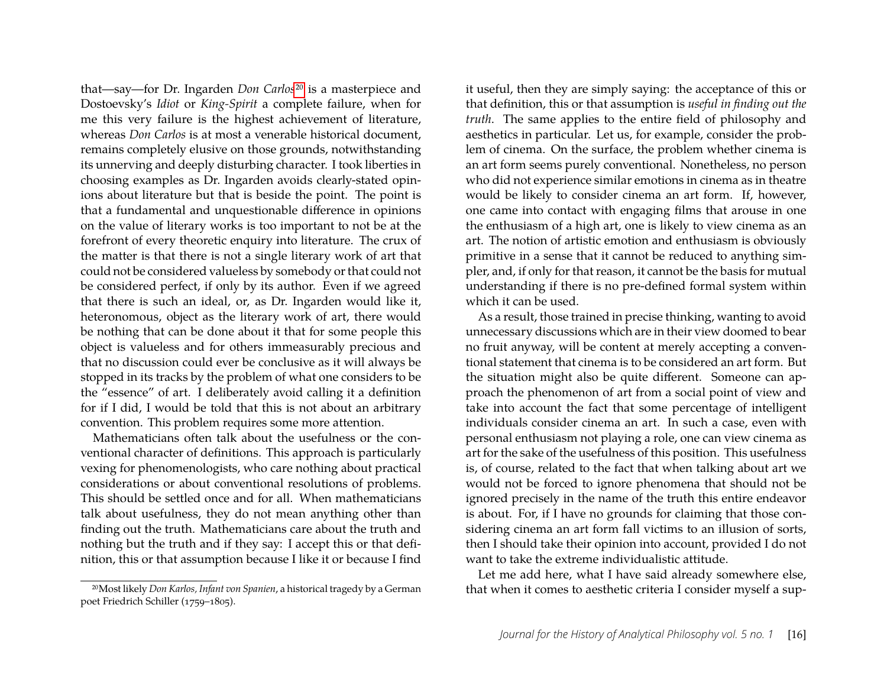that—say—for Dr. Ingarden *Don Carlos*[20] is a masterpiece and Dostoevsky's *Idiot* or *King-Spirit* a complete failure, when for me this very failure is the highest achievement of literature, whereas *Don Carlos* is at most a venerable historical document, remains completely elusive on those grounds, notwithstanding its unnerving and deeply disturbing character. I took liberties in choosing examples as Dr. Ingarden avoids clearly-stated opinions about literature but that is beside the point. The point is that a fundamental and unquestionable difference in opinions on the value of literary works is too important to not be at the forefront of every theoretic enquiry into literature. The crux of the matter is that there is not a single literary work of art that could not be considered valueless by somebody or that could not be considered perfect, if only by its author. Even if we agreed that there is such an ideal, or, as Dr. Ingarden would like it, heteronomous, object as the literary work of art, there would be nothing that can be done about it that for some people this object is valueless and for others immeasurably precious and that no discussion could ever be conclusive as it will always be stopped in its tracks by the problem of what one considers to be the "essence" of art. I deliberately avoid calling it a definition for if I did, I would be told that this is not about an arbitrary convention. This problem requires some more attention.

Mathematicians often talk about the usefulness or the conventional character of definitions. This approach is particularly vexing for phenomenologists, who care nothing about practical considerations or about conventional resolutions of problems. This should be settled once and for all. When mathematicians talk about usefulness, they do not mean anything other than finding out the truth. Mathematicians care about the truth and nothing but the truth and if they say: I accept this or that definition, this or that assumption because I like it or because I find it useful, then they are simply saying: the acceptance of this or that definition, this or that assumption is *useful in finding out the truth*. The same applies to the entire field of philosophy and aesthetics in particular. Let us, for example, consider the problem of cinema. On the surface, the problem whether cinema is an art form seems purely conventional. Nonetheless, no person who did not experience similar emotions in cinema as in theatre would be likely to consider cinema an art form. If, however, one came into contact with engaging films that arouse in one the enthusiasm of a high art, one is likely to view cinema as an art. The notion of artistic emotion and enthusiasm is obviously primitive in a sense that it cannot be reduced to anything simpler, and, if only for that reason, it cannot be the basis for mutual understanding if there is no pre-defined formal system within which it can be used.

As a result, those trained in precise thinking, wanting to avoid unnecessary discussions which are in their view doomed to bear no fruit anyway, will be content at merely accepting a conventional statement that cinema is to be considered an art form. But the situation might also be quite different. Someone can approach the phenomenon of art from a social point of view and take into account the fact that some percentage of intelligent individuals consider cinema an art. In such a case, even with personal enthusiasm not playing a role, one can view cinema as art for the sake of the usefulness of this position. This usefulness is, of course, related to the fact that when talking about art we would not be forced to ignore phenomena that should not be ignored precisely in the name of the truth this entire endeavor is about. For, if I have no grounds for claiming that those considering cinema an art form fall victims to an illusion of sorts, then I should take their opinion into account, provided I do not want to take the extreme individualistic attitude.

Let me add here, what I have said already somewhere else, that when it comes to aesthetic criteria I consider myself a sup-

---

[20] Most likely *Don Karlos, Infant von Spanien*, a historical tragedy by a German poet Friedrich Schiller (1759–1805).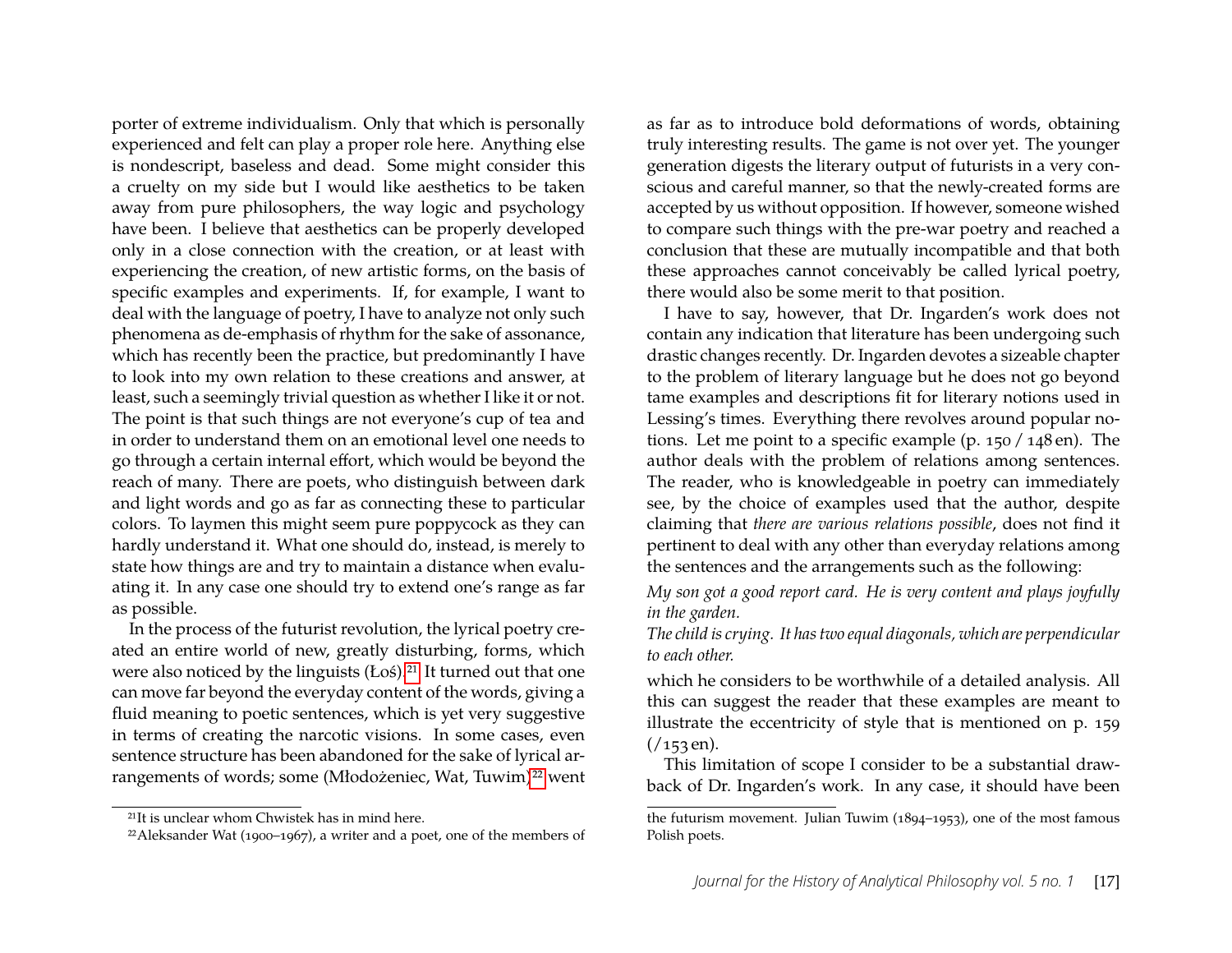porter of extreme individualism. Only that which is personally experienced and felt can play a proper role here. Anything else is nondescript, baseless and dead. Some might consider this a cruelty on my side but I would like aesthetics to be taken away from pure philosophers, the way logic and psychology have been. I believe that aesthetics can be properly developed only in a close connection with the creation, or at least with experiencing the creation, of new artistic forms, on the basis of specific examples and experiments. If, for example, I want to deal with the language of poetry, I have to analyze not only such phenomena as de-emphasis of rhythm for the sake of assonance, which has recently been the practice, but predominantly I have to look into my own relation to these creations and answer, at least, such a seemingly trivial question as whether I like it or not. The point is that such things are not everyone's cup of tea and in order to understand them on an emotional level one needs to go through a certain internal effort, which would be beyond the reach of many. There are poets, who distinguish between dark and light words and go as far as connecting these to particular colors. To laymen this might seem pure poppycock as they can hardly understand it. What one should do, instead, is merely to state how things are and try to maintain a distance when evaluating it. In any case one should try to extend one's range as far as possible.

In the process of the futurist revolution, the lyrical poetry created an entire world of new, greatly disturbing, forms, which were also noticed by the linguists (Łoś).[21] It turned out that one can move far beyond the everyday content of the words, giving a fluid meaning to poetic sentences, which is yet very suggestive in terms of creating the narcotic visions. In some cases, even sentence structure has been abandoned for the sake of lyrical arrangements of words; some (Młodożeniec, Wat, Tuwim)[22] went as far as to introduce bold deformations of words, obtaining truly interesting results. The game is not over yet. The younger generation digests the literary output of futurists in a very conscious and careful manner, so that the newly-created forms are accepted by us without opposition. If however, someone wished to compare such things with the pre-war poetry and reached a conclusion that these are mutually incompatible and that both these approaches cannot conceivably be called lyrical poetry, there would also be some merit to that position.

I have to say, however, that Dr. Ingarden's work does not contain any indication that literature has been undergoing such drastic changes recently. Dr. Ingarden devotes a sizeable chapter to the problem of literary language but he does not go beyond tame examples and descriptions fit for literary notions used in Lessing's times. Everything there revolves around popular notions. Let me point to a specific example (p. 150 / 148 en). The author deals with the problem of relations among sentences. The reader, who is knowledgeable in poetry can immediately see, by the choice of examples used that the author, despite claiming that *there are various relations possible*, does not find it pertinent to deal with any other than everyday relations among the sentences and the arrangements such as the following:

*My son got a good report card. He is very content and plays joyfully in the garden.*

*The child is crying. It has two equal diagonals, which are perpendicular to each other.*

which he considers to be worthwhile of a detailed analysis. All this can suggest the reader that these examples are meant to illustrate the eccentricity of style that is mentioned on p. 159 (/153 en).

This limitation of scope I consider to be a substantial drawback of Dr. Ingarden's work. In any case, it should have been

---

[21] It is unclear whom Chwistek has in mind here.

[22] Aleksander Wat (1900–1967), a writer and a poet, one of the members of the futurism movement. Julian Tuwim (1894–1953), one of the most famous Polish poets.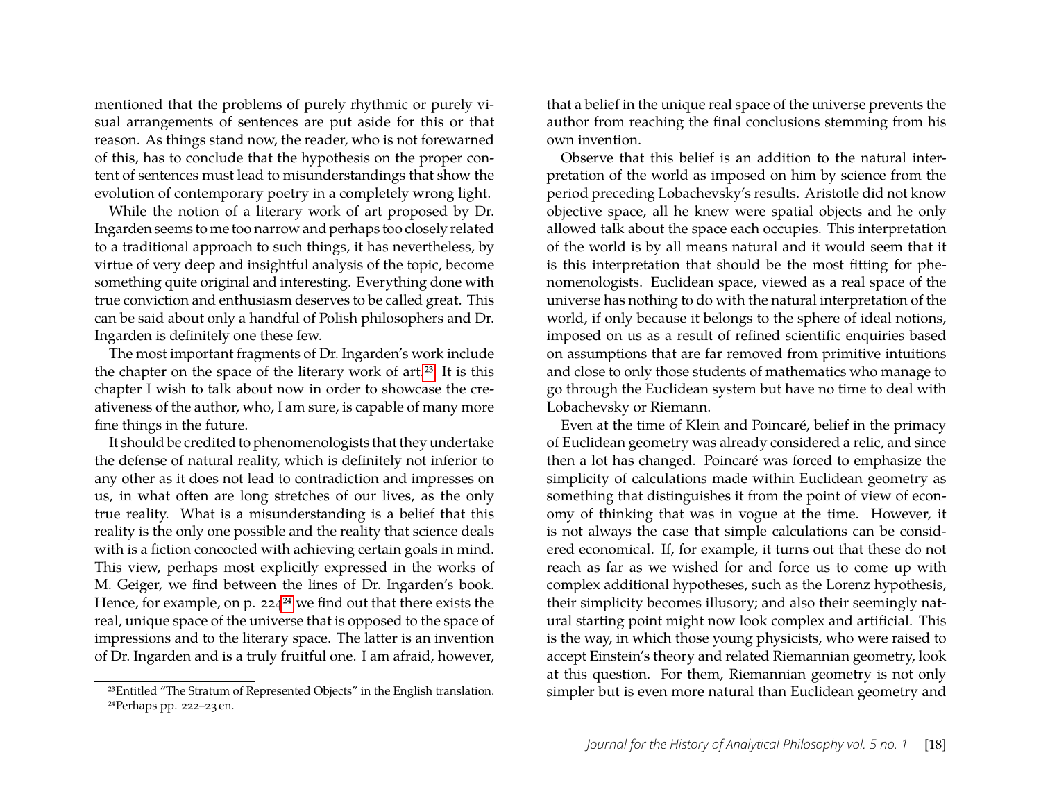mentioned that the problems of purely rhythmic or purely visual arrangements of sentences are put aside for this or that reason. As things stand now, the reader, who is not forewarned of this, has to conclude that the hypothesis on the proper content of sentences must lead to misunderstandings that show the evolution of contemporary poetry in a completely wrong light.

While the notion of a literary work of art proposed by Dr. Ingarden seems to me too narrow and perhaps too closely related to a traditional approach to such things, it has nevertheless, by virtue of very deep and insightful analysis of the topic, become something quite original and interesting. Everything done with true conviction and enthusiasm deserves to be called great. This can be said about only a handful of Polish philosophers and Dr. Ingarden is definitely one these few.

The most important fragments of Dr. Ingarden's work include the chapter on the space of the literary work of art.[23] It is this chapter I wish to talk about now in order to showcase the creativeness of the author, who, I am sure, is capable of many more fine things in the future.

It should be credited to phenomenologists that they undertake the defense of natural reality, which is definitely not inferior to any other as it does not lead to contradiction and impresses on us, in what often are long stretches of our lives, as the only true reality. What is a misunderstanding is a belief that this reality is the only one possible and the reality that science deals with is a fiction concocted with achieving certain goals in mind. This view, perhaps most explicitly expressed in the works of M. Geiger, we find between the lines of Dr. Ingarden's book. Hence, for example, on p. 224[24] we find out that there exists the real, unique space of the universe that is opposed to the space of impressions and to the literary space. The latter is an invention of Dr. Ingarden and is a truly fruitful one. I am afraid, however, that a belief in the unique real space of the universe prevents the author from reaching the final conclusions stemming from his own invention.

Observe that this belief is an addition to the natural interpretation of the world as imposed on him by science from the period preceding Lobachevsky's results. Aristotle did not know objective space, all he knew were spatial objects and he only allowed talk about the space each occupies. This interpretation of the world is by all means natural and it would seem that it is this interpretation that should be the most fitting for phenomenologists. Euclidean space, viewed as a real space of the universe has nothing to do with the natural interpretation of the world, if only because it belongs to the sphere of ideal notions, imposed on us as a result of refined scientific enquiries based on assumptions that are far removed from primitive intuitions and close to only those students of mathematics who manage to go through the Euclidean system but have no time to deal with Lobachevsky or Riemann.

Even at the time of Klein and Poincaré, belief in the primacy of Euclidean geometry was already considered a relic, and since then a lot has changed. Poincaré was forced to emphasize the simplicity of calculations made within Euclidean geometry as something that distinguishes it from the point of view of economy of thinking that was in vogue at the time. However, it is not always the case that simple calculations can be considered economical. If, for example, it turns out that these do not reach as far as we wished for and force us to come up with complex additional hypotheses, such as the Lorenz hypothesis, their simplicity becomes illusory; and also their seemingly natural starting point might now look complex and artificial. This is the way, in which those young physicists, who were raised to accept Einstein's theory and related Riemannian geometry, look at this question. For them, Riemannian geometry is not only simpler but is even more natural than Euclidean geometry and

---

[23] Entitled "The Stratum of Represented Objects" in the English translation.

[24] Perhaps pp. 222–23 en.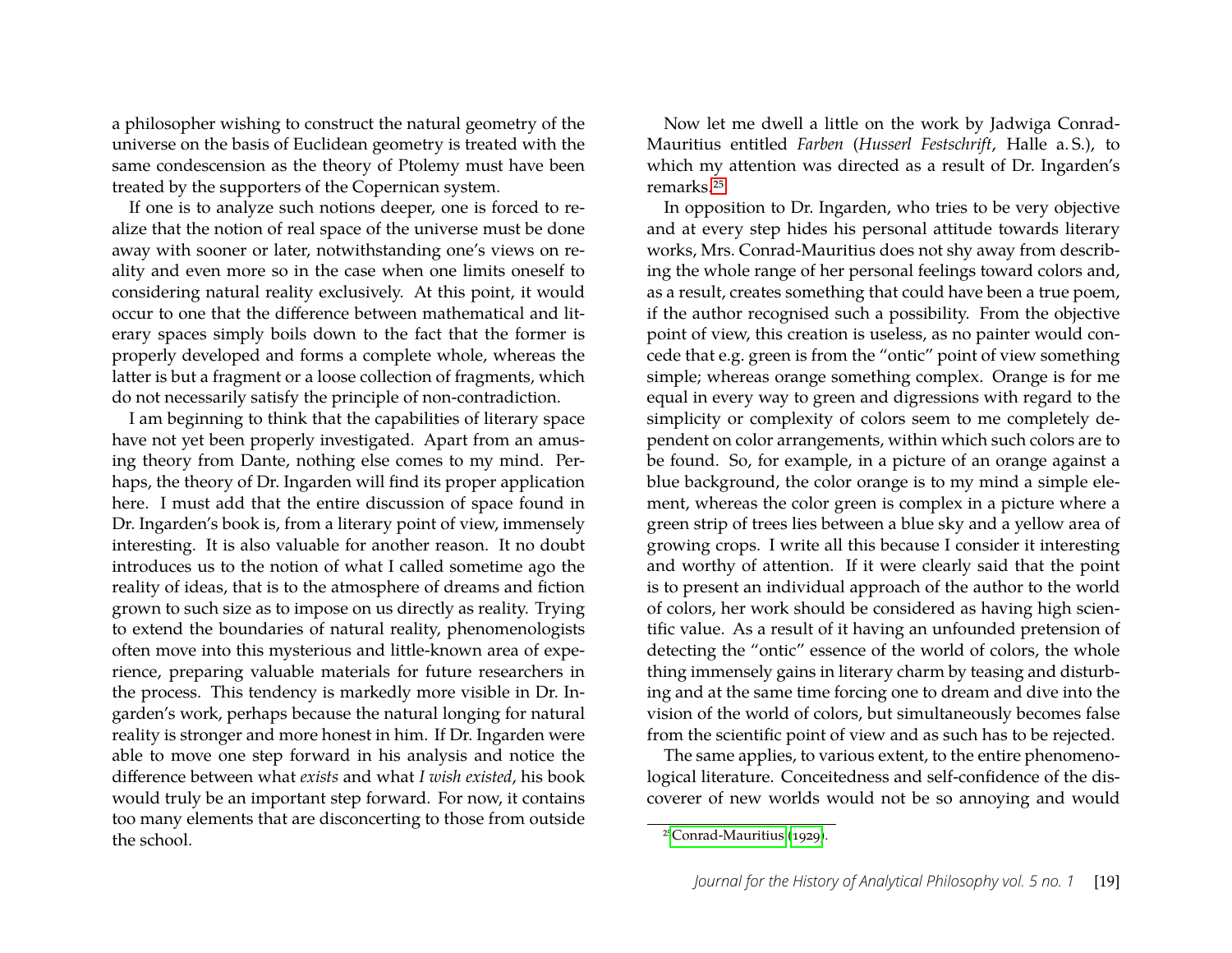a philosopher wishing to construct the natural geometry of the universe on the basis of Euclidean geometry is treated with the same condescension as the theory of Ptolemy must have been treated by the supporters of the Copernican system.

If one is to analyze such notions deeper, one is forced to realize that the notion of real space of the universe must be done away with sooner or later, notwithstanding one's views on reality and even more so in the case when one limits oneself to considering natural reality exclusively. At this point, it would occur to one that the difference between mathematical and literary spaces simply boils down to the fact that the former is properly developed and forms a complete whole, whereas the latter is but a fragment or a loose collection of fragments, which do not necessarily satisfy the principle of non-contradiction.

I am beginning to think that the capabilities of literary space have not yet been properly investigated. Apart from an amusing theory from Dante, nothing else comes to my mind. Perhaps, the theory of Dr. Ingarden will find its proper application here. I must add that the entire discussion of space found in Dr. Ingarden's book is, from a literary point of view, immensely interesting. It is also valuable for another reason. It no doubt introduces us to the notion of what I called sometime ago the reality of ideas, that is to the atmosphere of dreams and fiction grown to such size as to impose on us directly as reality. Trying to extend the boundaries of natural reality, phenomenologists often move into this mysterious and little-known area of experience, preparing valuable materials for future researchers in the process. This tendency is markedly more visible in Dr. Ingarden's work, perhaps because the natural longing for natural reality is stronger and more honest in him. If Dr. Ingarden were able to move one step forward in his analysis and notice the difference between what *exists* and what *I wish existed*, his book would truly be an important step forward. For now, it contains too many elements that are disconcerting to those from outside the school.

Now let me dwell a little on the work by Jadwiga Conrad-Mauritius entitled *Farben* (*Husserl Festschrift*, Halle a. S.), to which my attention was directed as a result of Dr. Ingarden's remarks.[25]

In opposition to Dr. Ingarden, who tries to be very objective and at every step hides his personal attitude towards literary works, Mrs. Conrad-Mauritius does not shy away from describing the whole range of her personal feelings toward colors and, as a result, creates something that could have been a true poem, if the author recognised such a possibility. From the objective point of view, this creation is useless, as no painter would concede that e.g. green is from the "ontic" point of view something simple; whereas orange something complex. Orange is for me equal in every way to green and digressions with regard to the simplicity or complexity of colors seem to me completely dependent on color arrangements, within which such colors are to be found. So, for example, in a picture of an orange against a blue background, the color orange is to my mind a simple element, whereas the color green is complex in a picture where a green strip of trees lies between a blue sky and a yellow area of growing crops. I write all this because I consider it interesting and worthy of attention. If it were clearly said that the point is to present an individual approach of the author to the world of colors, her work should be considered as having high scientific value. As a result of it having an unfounded pretension of detecting the "ontic" essence of the world of colors, the whole thing immensely gains in literary charm by teasing and disturbing and at the same time forcing one to dream and dive into the vision of the world of colors, but simultaneously becomes false from the scientific point of view and as such has to be rejected.

The same applies, to various extent, to the entire phenomenological literature. Conceitedness and self-confidence of the discoverer of new worlds would not be so annoying and would

[25] Conrad-Mauritius (1929).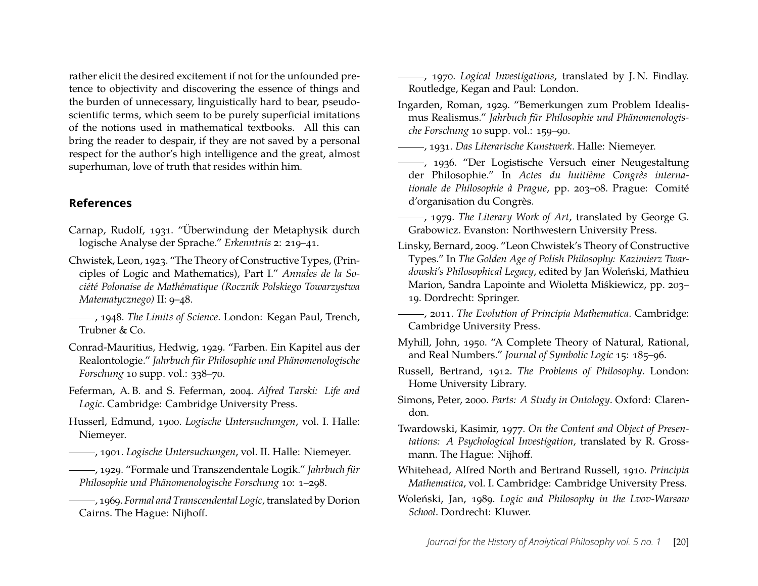rather elicit the desired excitement if not for the unfounded pretence to objectivity and discovering the essence of things and the burden of unnecessary, linguistically hard to bear, pseudo-scientific terms, which seem to be purely superficial imitations of the notions used in mathematical textbooks. All this can bring the reader to despair, if they are not saved by a personal respect for the author's high intelligence and the great, almost superhuman, love of truth that resides within him.

## References

Carnap, Rudolf, 1931. "Überwindung der Metaphysik durch logische Analyse der Sprache." *Erkenntnis* 2: 219–41.

Chwistek, Leon, 1923. "The Theory of Constructive Types, (Principles of Logic and Mathematics), Part I." *Annales de la Société Polonaise de Mathématique (Rocznik Polskiego Towarzystwa Matematycznego)* II: 9–48.

———, 1948. *The Limits of Science*. London: Kegan Paul, Trench, Trubner & Co.

Conrad-Mauritius, Hedwig, 1929. "Farben. Ein Kapitel aus der Realontologie." *Jahrbuch für Philosophie und Phänomenologische Forschung* 10 supp. vol.: 338–70.

Feferman, A. B. and S. Feferman, 2004. *Alfred Tarski: Life and Logic*. Cambridge: Cambridge University Press.

Husserl, Edmund, 1900. *Logische Untersuchungen*, vol. I. Halle: Niemeyer.

———, 1901. *Logische Untersuchungen*, vol. II. Halle: Niemeyer.

———, 1929. "Formale und Transzendentale Logik." *Jahrbuch für Philosophie und Phänomenologische Forschung* 10: 1–298.

———, 1969. *Formal and Transcendental Logic*, translated by Dorion Cairns. The Hague: Nijhoff.

———, 1970. *Logical Investigations*, translated by J. N. Findlay. Routledge, Kegan and Paul: London.

Ingarden, Roman, 1929. "Bemerkungen zum Problem Idealismus Realismus." *Jahrbuch für Philosophie und Phänomenologische Forschung* 10 supp. vol.: 159–90.

———, 1931. *Das Literarische Kunstwerk*. Halle: Niemeyer.

———, 1936. "Der Logistische Versuch einer Neugestaltung der Philosophie." In *Actes du huitième Congrès internationale de Philosophie à Prague*, pp. 203–08. Prague: Comité d'organisation du Congrès.

———, 1979. *The Literary Work of Art*, translated by George G. Grabowicz. Evanston: Northwestern University Press.

Linsky, Bernard, 2009. "Leon Chwistek's Theory of Constructive Types." In *The Golden Age of Polish Philosophy: Kazimierz Twardowski's Philosophical Legacy*, edited by Jan Woleński, Mathieu Marion, Sandra Lapointe and Wioletta Miśkiewicz, pp. 203–19. Dordrecht: Springer.

———, 2011. *The Evolution of Principia Mathematica*. Cambridge: Cambridge University Press.

Myhill, John, 1950. "A Complete Theory of Natural, Rational, and Real Numbers." *Journal of Symbolic Logic* 15: 185–96.

Russell, Bertrand, 1912. *The Problems of Philosophy*. London: Home University Library.

Simons, Peter, 2000. *Parts: A Study in Ontology*. Oxford: Clarendon.

Twardowski, Kasimir, 1977. *On the Content and Object of Presentations: A Psychological Investigation*, translated by R. Grossmann. The Hague: Nijhoff.

Whitehead, Alfred North and Bertrand Russell, 1910. *Principia Mathematica*, vol. I. Cambridge: Cambridge University Press.

Woleński, Jan, 1989. *Logic and Philosophy in the Lvov-Warsaw School*. Dordrecht: Kluwer.